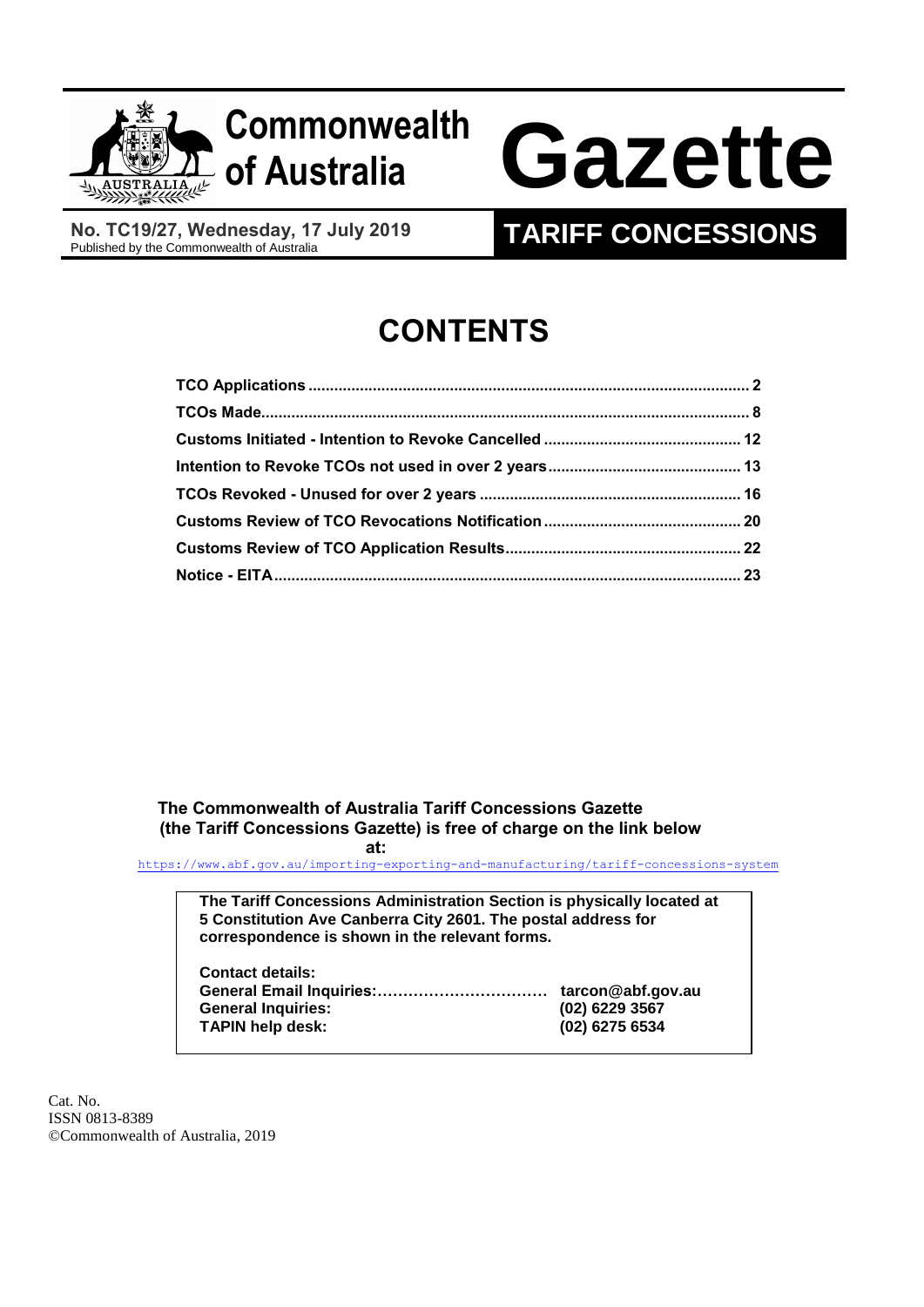# Commonwealth of Australia Gazette

**No. TC19/27, Wednesday, 17 July 2019**
Published by the Commonwealth of Australia

**TARIFF CONCESSIONS**

# CONTENTS

| | |
|---|---|
| **TCO Applications** | **2** |
| **TCOs Made** | **8** |
| **Customs Initiated - Intention to Revoke Cancelled** | **12** |
| **Intention to Revoke TCOs not used in over 2 years** | **13** |
| **TCOs Revoked - Unused for over 2 years** | **16** |
| **Customs Review of TCO Revocations Notification** | **20** |
| **Customs Review of TCO Application Results** | **22** |
| **Notice - EITA** | **23** |

**The Commonwealth of Australia Tariff Concessions Gazette (the Tariff Concessions Gazette) is free of charge on the link below at:**

https://www.abf.gov.au/importing-exporting-and-manufacturing/tariff-concessions-system

**The Tariff Concessions Administration Section is physically located at 5 Constitution Ave Canberra City 2601. The postal address for correspondence is shown in the relevant forms.**

**Contact details:**

| | |
|---|---|
| **General Email Inquiries:** | **tarcon@abf.gov.au** |
| **General Inquiries:** | **(02) 6229 3567** |
| **TAPIN help desk:** | **(02) 6275 6534** |

Cat. No.
ISSN 0813-8389
©Commonwealth of Australia, 2019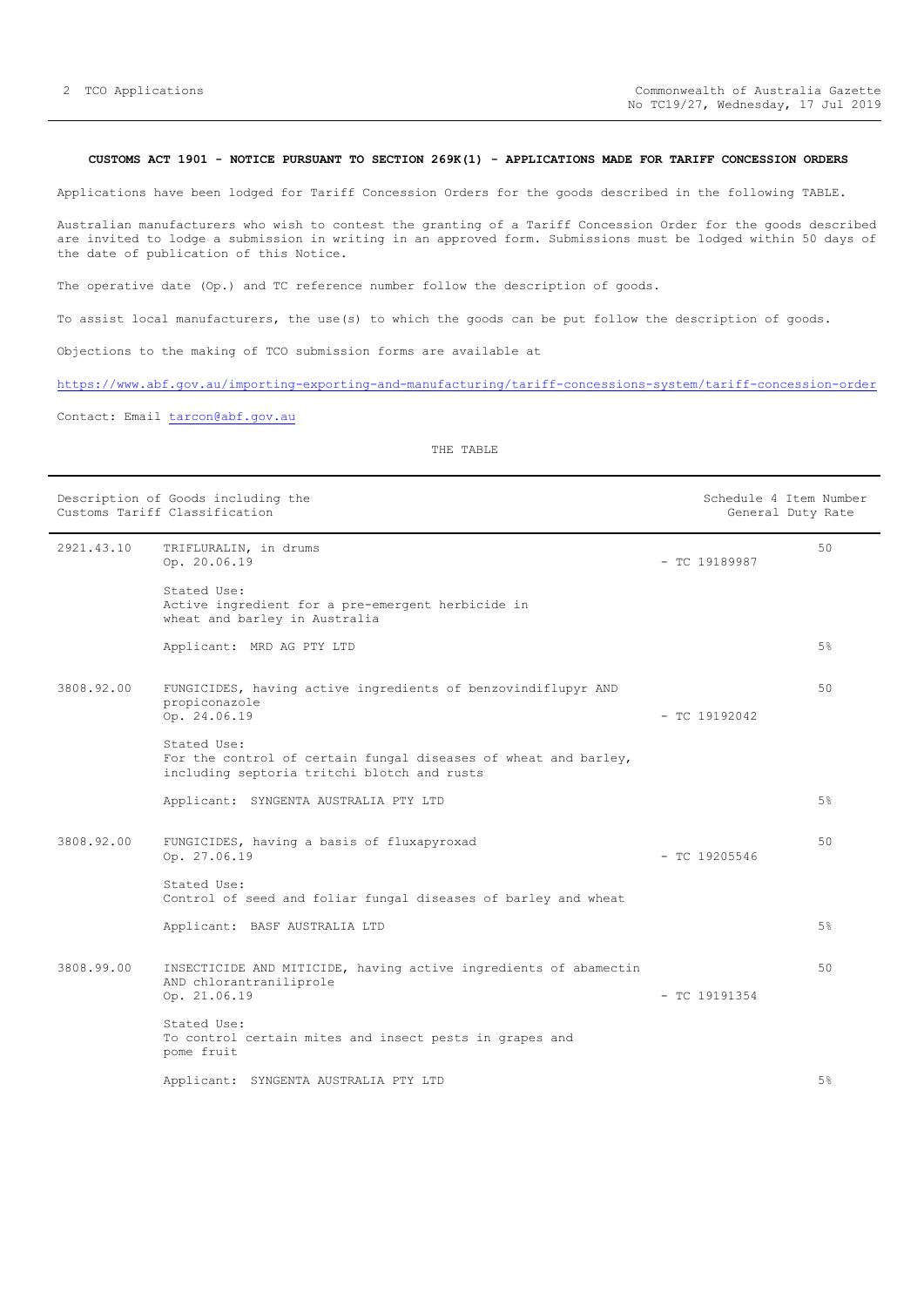**CUSTOMS ACT 1901 - NOTICE PURSUANT TO SECTION 269K(1) - APPLICATIONS MADE FOR TARIFF CONCESSION ORDERS**

Applications have been lodged for Tariff Concession Orders for the goods described in the following TABLE.

Australian manufacturers who wish to contest the granting of a Tariff Concession Order for the goods described are invited to lodge a submission in writing in an approved form. Submissions must be lodged within 50 days of the date of publication of this Notice.

The operative date (Op.) and TC reference number follow the description of goods.

To assist local manufacturers, the use(s) to which the goods can be put follow the description of goods.

Objections to the making of TCO submission forms are available at

https://www.abf.gov.au/importing-exporting-and-manufacturing/tariff-concessions-system/tariff-concession-order

Contact: Email tarcon@abf.gov.au

THE TABLE

| Description of Goods including the Customs Tariff Classification | | | Schedule 4 Item Number / General Duty Rate |
|---|---|---|---|
| 2921.43.10 | TRIFLURALIN, in drums<br>Op. 20.06.19<br><br>Stated Use:<br>Active ingredient for a pre-emergent herbicide in wheat and barley in Australia<br><br>Applicant: MRD AG PTY LTD | - TC 19189987 | 50<br><br>5% |
| 3808.92.00 | FUNGICIDES, having active ingredients of benzovindiflupyr AND propiconazole<br>Op. 24.06.19<br><br>Stated Use:<br>For the control of certain fungal diseases of wheat and barley, including septoria tritchi blotch and rusts<br><br>Applicant: SYNGENTA AUSTRALIA PTY LTD | - TC 19192042 | 50<br><br>5% |
| 3808.92.00 | FUNGICIDES, having a basis of fluxapyroxad<br>Op. 27.06.19<br><br>Stated Use:<br>Control of seed and foliar fungal diseases of barley and wheat<br><br>Applicant: BASF AUSTRALIA LTD | - TC 19205546 | 50<br><br>5% |
| 3808.99.00 | INSECTICIDE AND MITICIDE, having active ingredients of abamectin AND chlorantraniliprole<br>Op. 21.06.19<br><br>Stated Use:<br>To control certain mites and insect pests in grapes and pome fruit<br><br>Applicant: SYNGENTA AUSTRALIA PTY LTD | - TC 19191354 | 50<br><br>5% |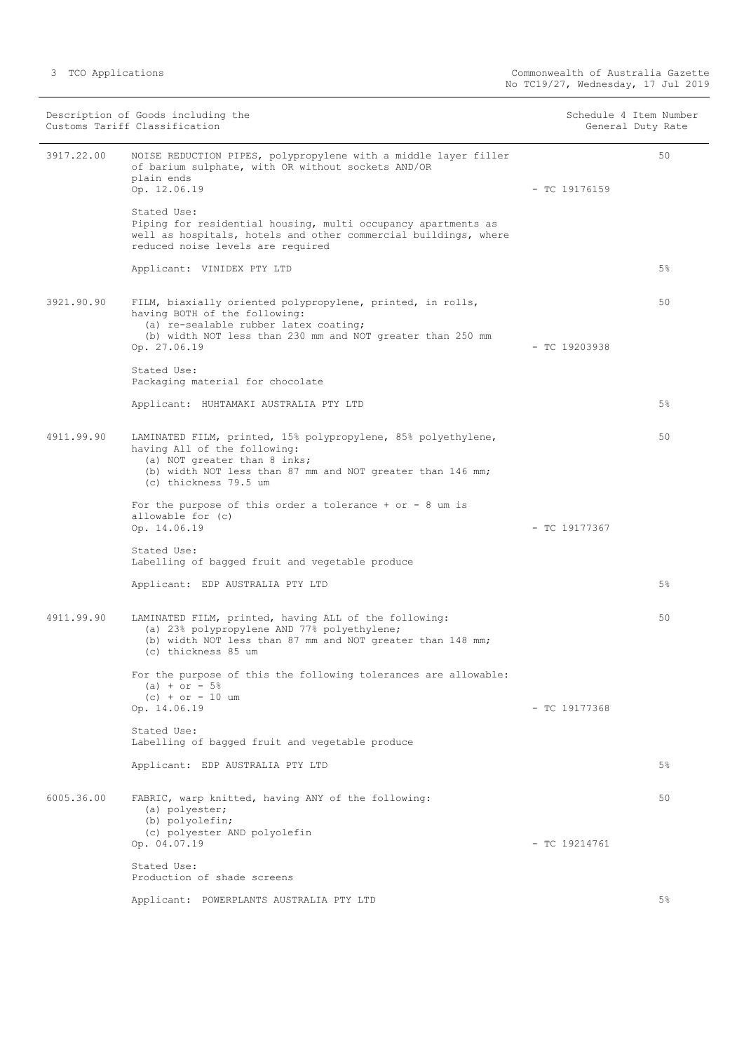| Description of Goods including the Customs Tariff Classification | | | Schedule 4 Item Number General Duty Rate |
|---|---|---|---|
| 3917.22.00 | NOISE REDUCTION PIPES, polypropylene with a middle layer filler of barium sulphate, with OR without sockets AND/OR plain ends<br>Op. 12.06.19<br><br>Stated Use:<br>Piping for residential housing, multi occupancy apartments as well as hospitals, hotels and other commercial buildings, where reduced noise levels are required<br><br>Applicant: VINIDEX PTY LTD | - TC 19176159 | 50<br><br>5% |
| 3921.90.90 | FILM, biaxially oriented polypropylene, printed, in rolls, having BOTH of the following:<br>(a) re-sealable rubber latex coating;<br>(b) width NOT less than 230 mm and NOT greater than 250 mm<br>Op. 27.06.19<br><br>Stated Use:<br>Packaging material for chocolate<br><br>Applicant: HUHTAMAKI AUSTRALIA PTY LTD | - TC 19203938 | 50<br><br>5% |
| 4911.99.90 | LAMINATED FILM, printed, 15% polypropylene, 85% polyethylene, having All of the following:<br>(a) NOT greater than 8 inks;<br>(b) width NOT less than 87 mm and NOT greater than 146 mm;<br>(c) thickness 79.5 um<br><br>For the purpose of this order a tolerance + or - 8 um is allowable for (c)<br>Op. 14.06.19<br><br>Stated Use:<br>Labelling of bagged fruit and vegetable produce<br><br>Applicant: EDP AUSTRALIA PTY LTD | - TC 19177367 | 50<br><br>5% |
| 4911.99.90 | LAMINATED FILM, printed, having ALL of the following:<br>(a) 23% polypropylene AND 77% polyethylene;<br>(b) width NOT less than 87 mm and NOT greater than 148 mm;<br>(c) thickness 85 um<br><br>For the purpose of this the following tolerances are allowable:<br>(a) + or - 5%<br>(c) + or - 10 um<br>Op. 14.06.19<br><br>Stated Use:<br>Labelling of bagged fruit and vegetable produce<br><br>Applicant: EDP AUSTRALIA PTY LTD | - TC 19177368 | 50<br><br>5% |
| 6005.36.00 | FABRIC, warp knitted, having ANY of the following:<br>(a) polyester;<br>(b) polyolefin;<br>(c) polyester AND polyolefin<br>Op. 04.07.19<br><br>Stated Use:<br>Production of shade screens<br><br>Applicant: POWERPLANTS AUSTRALIA PTY LTD | - TC 19214761 | 50<br><br>5% |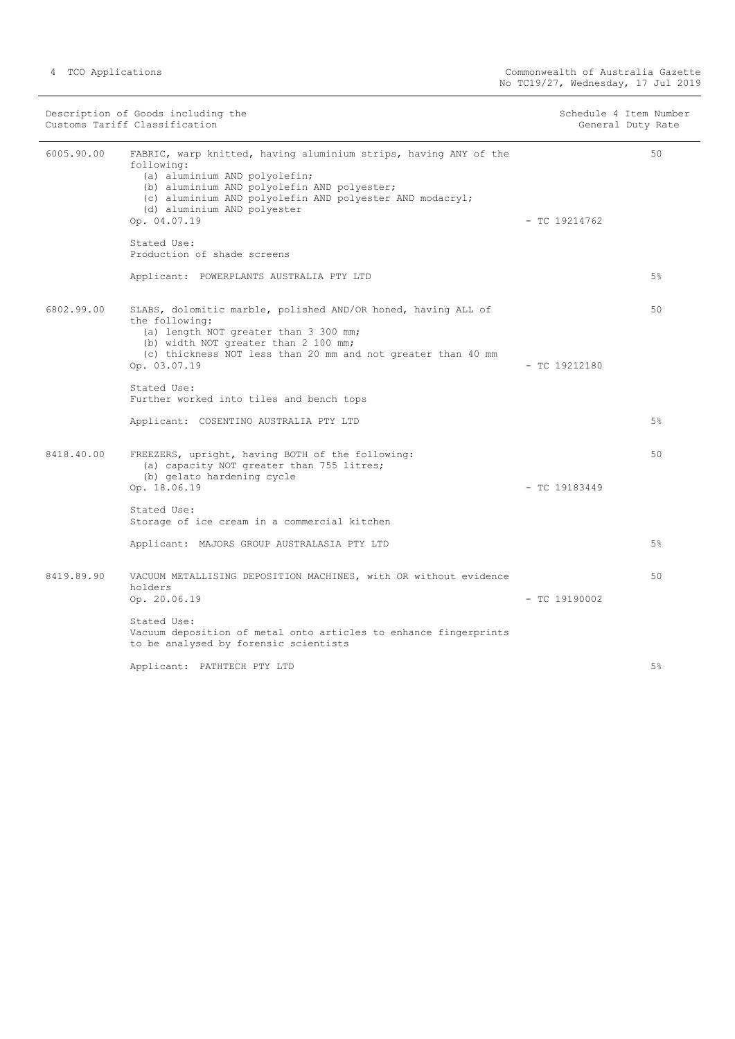| Description of Goods including the Customs Tariff Classification | | Schedule 4 Item Number General Duty Rate |
|---|---|---|
| 6005.90.00 | FABRIC, warp knitted, having aluminium strips, having ANY of the following:<br>(a) aluminium AND polyolefin;<br>(b) aluminium AND polyolefin AND polyester;<br>(c) aluminium AND polyolefin AND polyester AND modacryl;<br>(d) aluminium AND polyester<br>Op. 04.07.19 - TC 19214762<br><br>Stated Use:<br>Production of shade screens<br><br>Applicant: POWERPLANTS AUSTRALIA PTY LTD | 50<br><br><br><br><br><br><br><br><br><br>5% |
| 6802.99.00 | SLABS, dolomitic marble, polished AND/OR honed, having ALL of the following:<br>(a) length NOT greater than 3 300 mm;<br>(b) width NOT greater than 2 100 mm;<br>(c) thickness NOT less than 20 mm and not greater than 40 mm<br>Op. 03.07.19 - TC 19212180<br><br>Stated Use:<br>Further worked into tiles and bench tops<br><br>Applicant: COSENTINO AUSTRALIA PTY LTD | 50<br><br><br><br><br><br><br><br><br>5% |
| 8418.40.00 | FREEZERS, upright, having BOTH of the following:<br>(a) capacity NOT greater than 755 litres;<br>(b) gelato hardening cycle<br>Op. 18.06.19 - TC 19183449<br><br>Stated Use:<br>Storage of ice cream in a commercial kitchen<br><br>Applicant: MAJORS GROUP AUSTRALASIA PTY LTD | 50<br><br><br><br><br><br><br><br>5% |
| 8419.89.90 | VACUUM METALLISING DEPOSITION MACHINES, with OR without evidence holders<br>Op. 20.06.19 - TC 19190002<br><br>Stated Use:<br>Vacuum deposition of metal onto articles to enhance fingerprints to be analysed by forensic scientists<br><br>Applicant: PATHTECH PTY LTD | 50<br><br><br><br><br><br><br>5% |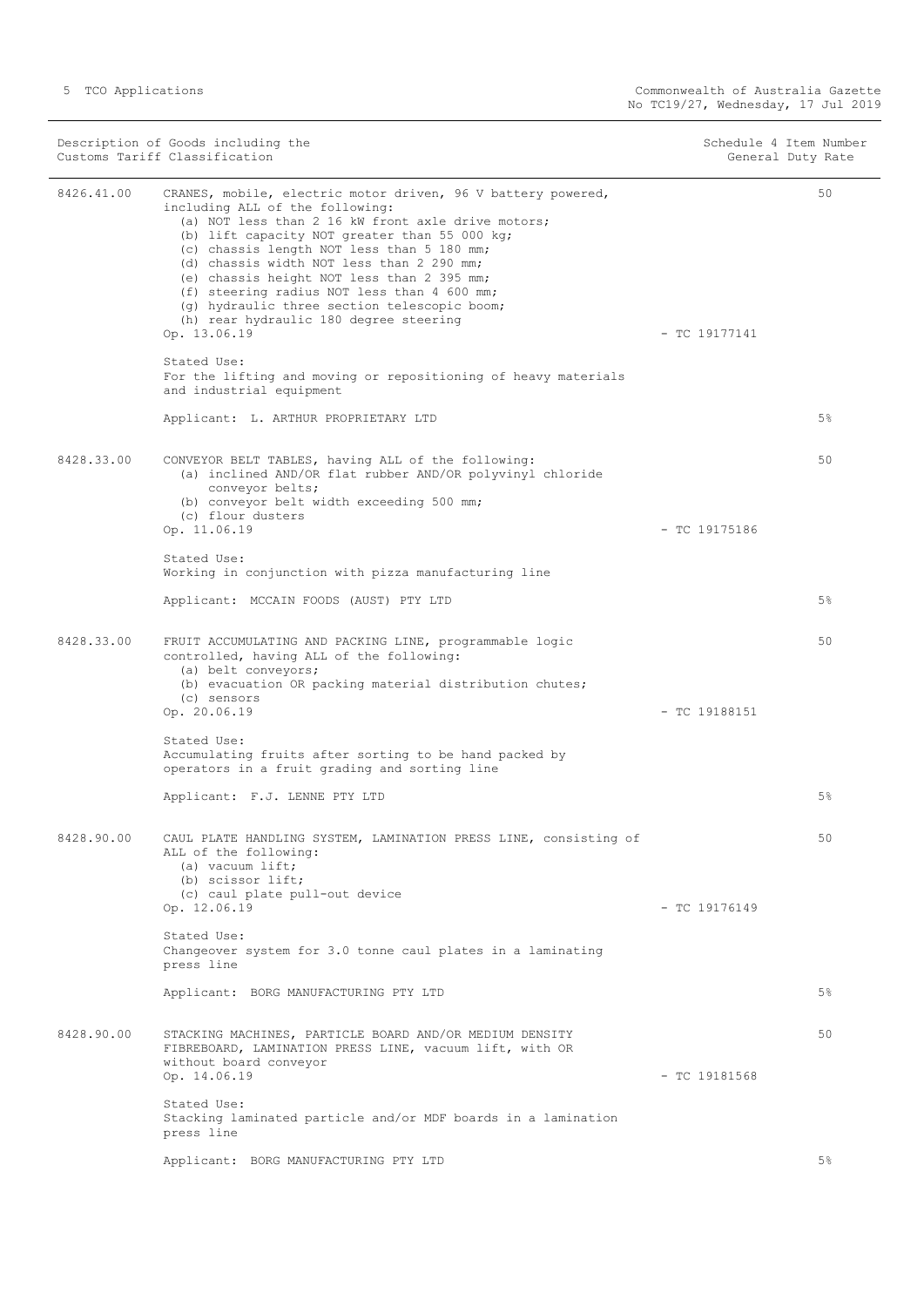| Description of Goods including the Customs Tariff Classification | | Schedule 4 Item Number | General Duty Rate |
|---|---|---|---|
| 8426.41.00 | CRANES, mobile, electric motor driven, 96 V battery powered, including ALL of the following:<br>(a) NOT less than 2 16 kW front axle drive motors;<br>(b) lift capacity NOT greater than 55 000 kg;<br>(c) chassis length NOT less than 5 180 mm;<br>(d) chassis width NOT less than 2 290 mm;<br>(e) chassis height NOT less than 2 395 mm;<br>(f) steering radius NOT less than 4 600 mm;<br>(g) hydraulic three section telescopic boom;<br>(h) rear hydraulic 180 degree steering<br>Op. 13.06.19<br><br>Stated Use:<br>For the lifting and moving or repositioning of heavy materials and industrial equipment<br><br>Applicant: L. ARTHUR PROPRIETARY LTD | - TC 19177141 | 50<br><br>5% |
| 8428.33.00 | CONVEYOR BELT TABLES, having ALL of the following:<br>(a) inclined AND/OR flat rubber AND/OR polyvinyl chloride conveyor belts;<br>(b) conveyor belt width exceeding 500 mm;<br>(c) flour dusters<br>Op. 11.06.19<br><br>Stated Use:<br>Working in conjunction with pizza manufacturing line<br><br>Applicant: MCCAIN FOODS (AUST) PTY LTD | - TC 19175186 | 50<br><br>5% |
| 8428.33.00 | FRUIT ACCUMULATING AND PACKING LINE, programmable logic controlled, having ALL of the following:<br>(a) belt conveyors;<br>(b) evacuation OR packing material distribution chutes;<br>(c) sensors<br>Op. 20.06.19<br><br>Stated Use:<br>Accumulating fruits after sorting to be hand packed by operators in a fruit grading and sorting line<br><br>Applicant: F.J. LENNE PTY LTD | - TC 19188151 | 50<br><br>5% |
| 8428.90.00 | CAUL PLATE HANDLING SYSTEM, LAMINATION PRESS LINE, consisting of ALL of the following:<br>(a) vacuum lift;<br>(b) scissor lift;<br>(c) caul plate pull-out device<br>Op. 12.06.19<br><br>Stated Use:<br>Changeover system for 3.0 tonne caul plates in a laminating press line<br><br>Applicant: BORG MANUFACTURING PTY LTD | - TC 19176149 | 50<br><br>5% |
| 8428.90.00 | STACKING MACHINES, PARTICLE BOARD AND/OR MEDIUM DENSITY FIBREBOARD, LAMINATION PRESS LINE, vacuum lift, with OR without board conveyor<br>Op. 14.06.19<br><br>Stated Use:<br>Stacking laminated particle and/or MDF boards in a lamination press line<br><br>Applicant: BORG MANUFACTURING PTY LTD | - TC 19181568 | 50<br><br>5% |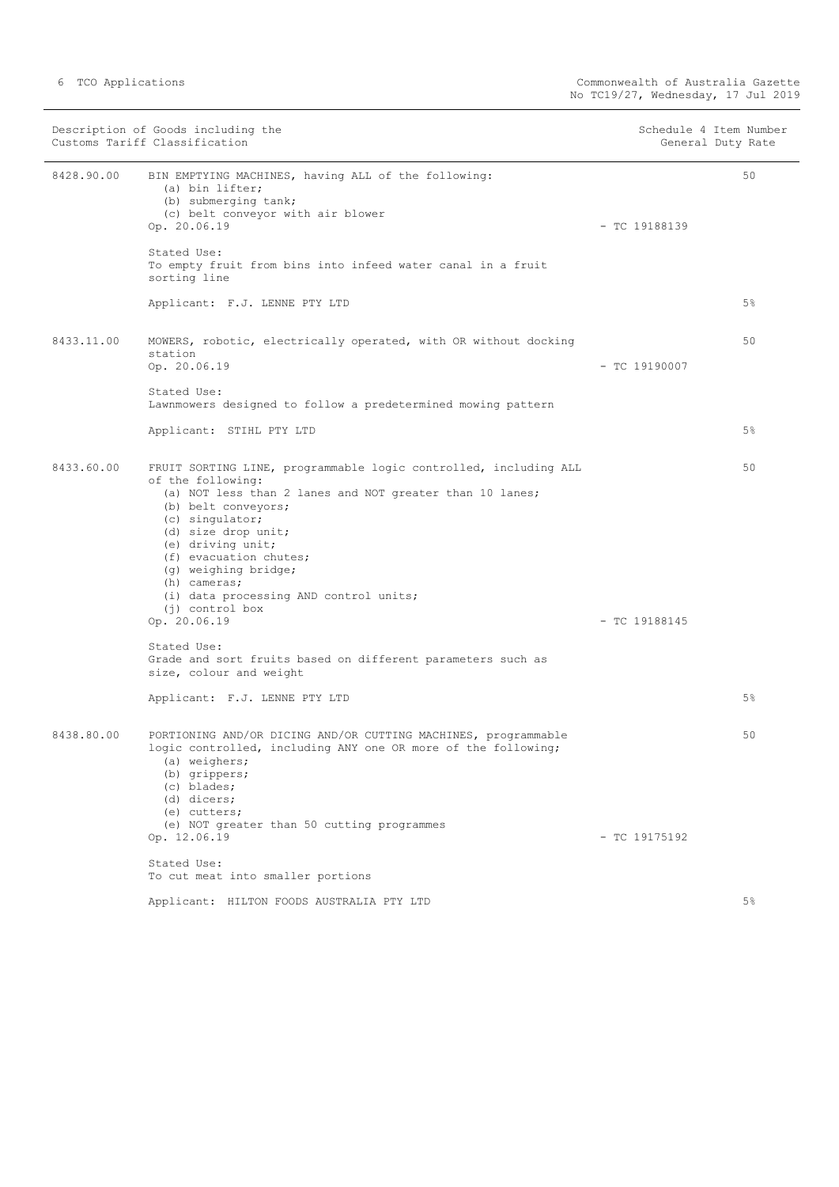| Description of Goods including the Customs Tariff Classification | | Schedule 4 Item Number | General Duty Rate |
|---|---|---|---|
| 8428.90.00 | BIN EMPTYING MACHINES, having ALL of the following:<br>(a) bin lifter;<br>(b) submerging tank;<br>(c) belt conveyor with air blower<br>Op. 20.06.19<br><br>Stated Use:<br>To empty fruit from bins into infeed water canal in a fruit sorting line<br><br>Applicant: F.J. LENNE PTY LTD | 50<br>- TC 19188139 | 5% |
| 8433.11.00 | MOWERS, robotic, electrically operated, with OR without docking station<br>Op. 20.06.19<br><br>Stated Use:<br>Lawnmowers designed to follow a predetermined mowing pattern<br><br>Applicant: STIHL PTY LTD | 50<br>- TC 19190007 | 5% |
| 8433.60.00 | FRUIT SORTING LINE, programmable logic controlled, including ALL of the following:<br>(a) NOT less than 2 lanes and NOT greater than 10 lanes;<br>(b) belt conveyors;<br>(c) singulator;<br>(d) size drop unit;<br>(e) driving unit;<br>(f) evacuation chutes;<br>(g) weighing bridge;<br>(h) cameras;<br>(i) data processing AND control units;<br>(j) control box<br>Op. 20.06.19<br><br>Stated Use:<br>Grade and sort fruits based on different parameters such as size, colour and weight<br><br>Applicant: F.J. LENNE PTY LTD | 50<br>- TC 19188145 | 5% |
| 8438.80.00 | PORTIONING AND/OR DICING AND/OR CUTTING MACHINES, programmable logic controlled, including ANY one OR more of the following;<br>(a) weighers;<br>(b) grippers;<br>(c) blades;<br>(d) dicers;<br>(e) cutters;<br>(e) NOT greater than 50 cutting programmes<br>Op. 12.06.19<br><br>Stated Use:<br>To cut meat into smaller portions<br><br>Applicant: HILTON FOODS AUSTRALIA PTY LTD | 50<br>- TC 19175192 | 5% |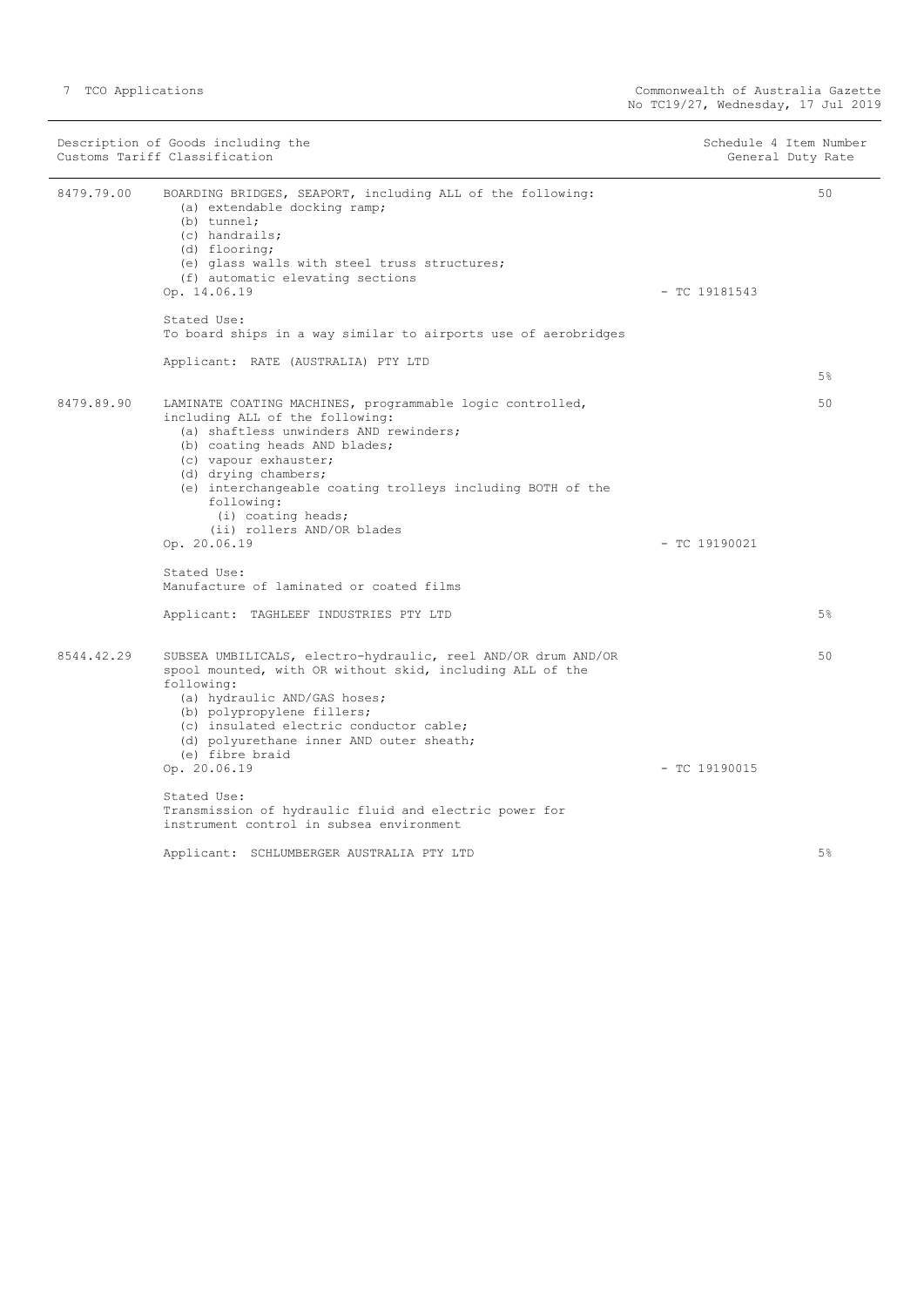| Description of Goods including the Customs Tariff Classification | | Schedule 4 Item Number | General Duty Rate |
|---|---|---|---|
| 8479.79.00 | BOARDING BRIDGES, SEAPORT, including ALL of the following:<br>(a) extendable docking ramp;<br>(b) tunnel;<br>(c) handrails;<br>(d) flooring;<br>(e) glass walls with steel truss structures;<br>(f) automatic elevating sections<br>Op. 14.06.19<br><br>Stated Use:<br>To board ships in a way similar to airports use of aerobridges<br><br>Applicant: RATE (AUSTRALIA) PTY LTD | - TC 19181543 | 50<br><br>5% |
| 8479.89.90 | LAMINATE COATING MACHINES, programmable logic controlled, including ALL of the following:<br>(a) shaftless unwinders AND rewinders;<br>(b) coating heads AND blades;<br>(c) vapour exhauster;<br>(d) drying chambers;<br>(e) interchangeable coating trolleys including BOTH of the following:<br>(i) coating heads;<br>(ii) rollers AND/OR blades<br>Op. 20.06.19<br><br>Stated Use:<br>Manufacture of laminated or coated films<br><br>Applicant: TAGHLEEF INDUSTRIES PTY LTD | - TC 19190021 | 50<br><br>5% |
| 8544.42.29 | SUBSEA UMBILICALS, electro-hydraulic, reel AND/OR drum AND/OR spool mounted, with OR without skid, including ALL of the following:<br>(a) hydraulic AND/GAS hoses;<br>(b) polypropylene fillers;<br>(c) insulated electric conductor cable;<br>(d) polyurethane inner AND outer sheath;<br>(e) fibre braid<br>Op. 20.06.19<br><br>Stated Use:<br>Transmission of hydraulic fluid and electric power for instrument control in subsea environment<br><br>Applicant: SCHLUMBERGER AUSTRALIA PTY LTD | - TC 19190015 | 50<br><br>5% |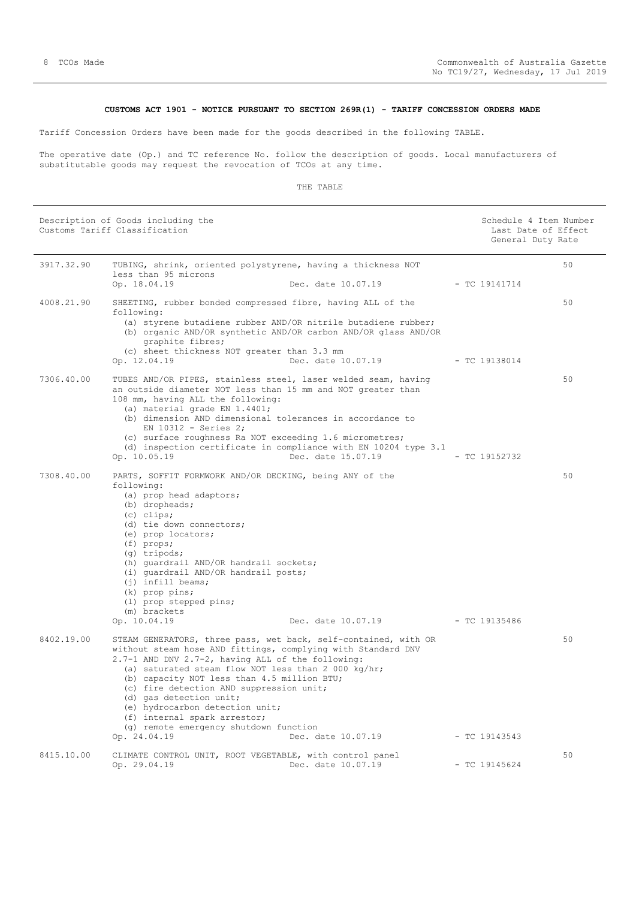## CUSTOMS ACT 1901 - NOTICE PURSUANT TO SECTION 269R(1) - TARIFF CONCESSION ORDERS MADE

Tariff Concession Orders have been made for the goods described in the following TABLE.

The operative date (Op.) and TC reference No. follow the description of goods. Local manufacturers of substitutable goods may request the revocation of TCOs at any time.

THE TABLE

| Description of Goods including the Customs Tariff Classification | | Schedule 4 Item Number Last Date of Effect General Duty Rate |
|---|---|---|
| 3917.32.90 | TUBING, shrink, oriented polystyrene, having a thickness NOT less than 95 microns<br>Op. 18.04.19 Dec. date 10.07.19 - TC 19141714 | 50 |
| 4008.21.90 | SHEETING, rubber bonded compressed fibre, having ALL of the following:<br>(a) styrene butadiene rubber AND/OR nitrile butadiene rubber;<br>(b) organic AND/OR synthetic AND/OR carbon AND/OR glass AND/OR graphite fibres;<br>(c) sheet thickness NOT greater than 3.3 mm<br>Op. 12.04.19 Dec. date 10.07.19 - TC 19138014 | 50 |
| 7306.40.00 | TUBES AND/OR PIPES, stainless steel, laser welded seam, having an outside diameter NOT less than 15 mm and NOT greater than 108 mm, having ALL the following:<br>(a) material grade EN 1.4401;<br>(b) dimension AND dimensional tolerances in accordance to EN 10312 - Series 2;<br>(c) surface roughness Ra NOT exceeding 1.6 micrometres;<br>(d) inspection certificate in compliance with EN 10204 type 3.1<br>Op. 10.05.19 Dec. date 15.07.19 - TC 19152732 | 50 |
| 7308.40.00 | PARTS, SOFFIT FORMWORK AND/OR DECKING, being ANY of the following:<br>(a) prop head adaptors;<br>(b) dropheads;<br>(c) clips;<br>(d) tie down connectors;<br>(e) prop locators;<br>(f) props;<br>(g) tripods;<br>(h) guardrail AND/OR handrail sockets;<br>(i) guardrail AND/OR handrail posts;<br>(j) infill beams;<br>(k) prop pins;<br>(l) prop stepped pins;<br>(m) brackets<br>Op. 10.04.19 Dec. date 10.07.19 - TC 19135486 | 50 |
| 8402.19.00 | STEAM GENERATORS, three pass, wet back, self-contained, with OR without steam hose AND fittings, complying with Standard DNV 2.7-1 AND DNV 2.7-2, having ALL of the following:<br>(a) saturated steam flow NOT less than 2 000 kg/hr;<br>(b) capacity NOT less than 4.5 million BTU;<br>(c) fire detection AND suppression unit;<br>(d) gas detection unit;<br>(e) hydrocarbon detection unit;<br>(f) internal spark arrestor;<br>(g) remote emergency shutdown function<br>Op. 24.04.19 Dec. date 10.07.19 - TC 19143543 | 50 |
| 8415.10.00 | CLIMATE CONTROL UNIT, ROOT VEGETABLE, with control panel<br>Op. 29.04.19 Dec. date 10.07.19 - TC 19145624 | 50 |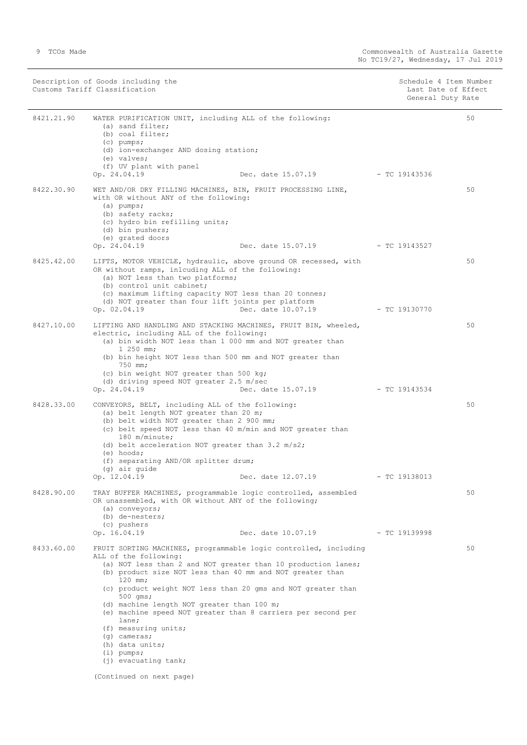| Description of Goods including the Customs Tariff Classification | | Schedule 4 Item Number Last Date of Effect General Duty Rate |
|---|---|---|
| 8421.21.90 | WATER PURIFICATION UNIT, including ALL of the following:<br>(a) sand filter;<br>(b) coal filter;<br>(c) pumps;<br>(d) ion-exchanger AND dosing station;<br>(e) valves;<br>(f) UV plant with panel<br>Op. 24.04.19 Dec. date 15.07.19 - TC 19143536 | 50 |
| 8422.30.90 | WET AND/OR DRY FILLING MACHINES, BIN, FRUIT PROCESSING LINE, with OR without ANY of the following:<br>(a) pumps;<br>(b) safety racks;<br>(c) hydro bin refilling units;<br>(d) bin pushers;<br>(e) grated doors<br>Op. 24.04.19 Dec. date 15.07.19 - TC 19143527 | 50 |
| 8425.42.00 | LIFTS, MOTOR VEHICLE, hydraulic, above ground OR recessed, with OR without ramps, inlcuding ALL of the following:<br>(a) NOT less than two platforms;<br>(b) control unit cabinet;<br>(c) maximum lifting capacity NOT less than 20 tonnes;<br>(d) NOT greater than four lift joints per platform<br>Op. 02.04.19 Dec. date 10.07.19 - TC 19130770 | 50 |
| 8427.10.00 | LIFTING AND HANDLING AND STACKING MACHINES, FRUIT BIN, wheeled, electric, including ALL of the following:<br>(a) bin width NOT less than 1 000 mm and NOT greater than 1 250 mm;<br>(b) bin height NOT less than 500 mm and NOT greater than 750 mm;<br>(c) bin weight NOT greater than 500 kg;<br>(d) driving speed NOT greater 2.5 m/sec<br>Op. 24.04.19 Dec. date 15.07.19 - TC 19143534 | 50 |
| 8428.33.00 | CONVEYORS, BELT, including ALL of the following:<br>(a) belt length NOT greater than 20 m;<br>(b) belt width NOT greater than 2 900 mm;<br>(c) belt speed NOT less than 40 m/min and NOT greater than 180 m/minute;<br>(d) belt acceleration NOT greater than 3.2 m/s2;<br>(e) hoods;<br>(f) separating AND/OR splitter drum;<br>(g) air guide<br>Op. 12.04.19 Dec. date 12.07.19 - TC 19138013 | 50 |
| 8428.90.00 | TRAY BUFFER MACHINES, programmable logic controlled, assembled OR unassembled, with OR without ANY of the following;<br>(a) conveyors;<br>(b) de-nesters;<br>(c) pushers<br>Op. 16.04.19 Dec. date 10.07.19 - TC 19139998 | 50 |
| 8433.60.00 | FRUIT SORTING MACHINES, programmable logic controlled, including ALL of the following:<br>(a) NOT less than 2 and NOT greater than 10 production lanes;<br>(b) product size NOT less than 40 mm and NOT greater than 120 mm;<br>(c) product weight NOT less than 20 gms and NOT greater than 500 gms;<br>(d) machine length NOT greater than 100 m;<br>(e) machine speed NOT greater than 8 carriers per second per lane;<br>(f) measuring units;<br>(g) cameras;<br>(h) data units;<br>(i) pumps;<br>(j) evacuating tank;<br><br>(Continued on next page) | 50 |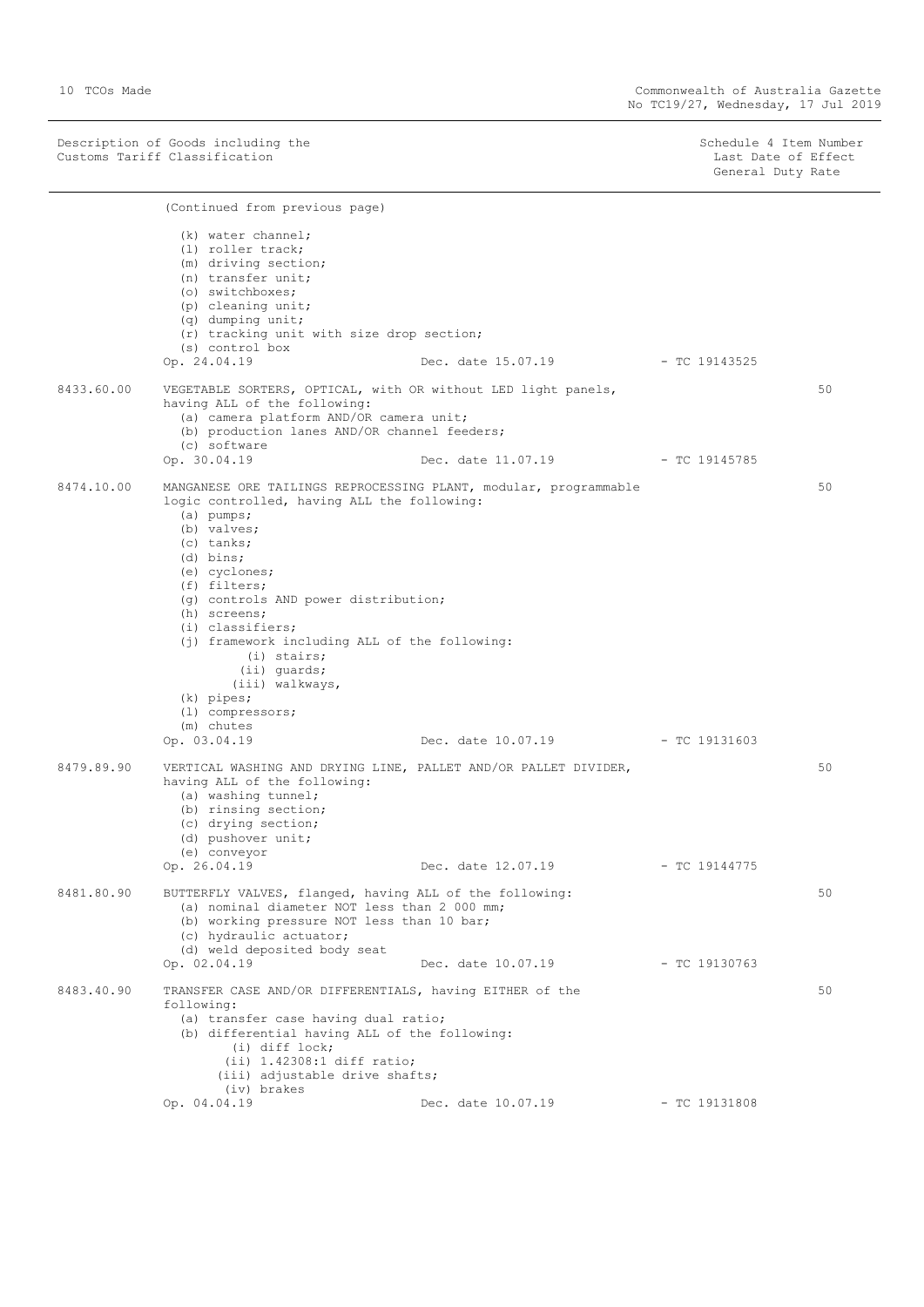| Description of Goods including the Customs Tariff Classification | | Schedule 4 Item Number Last Date of Effect General Duty Rate |
|---|---|---|

(Continued from previous page)

(k) water channel;
(l) roller track;
(m) driving section;
(n) transfer unit;
(o) switchboxes;
(p) cleaning unit;
(q) dumping unit;
(r) tracking unit with size drop section;
(s) control box

Op. 24.04.19 Dec. date 15.07.19 - TC 19143525

**8433.60.00** VEGETABLE SORTERS, OPTICAL, with OR without LED light panels, having ALL of the following: **50**

(a) camera platform AND/OR camera unit;
(b) production lanes AND/OR channel feeders;
(c) software

Op. 30.04.19 Dec. date 11.07.19 - TC 19145785

**8474.10.00** MANGANESE ORE TAILINGS REPROCESSING PLANT, modular, programmable logic controlled, having ALL the following: **50**

(a) pumps;
(b) valves;
(c) tanks;
(d) bins;
(e) cyclones;
(f) filters;
(g) controls AND power distribution;
(h) screens;
(i) classifiers;
(j) framework including ALL of the following:
  (i) stairs;
  (ii) guards;
  (iii) walkways,
(k) pipes;
(l) compressors;
(m) chutes

Op. 03.04.19 Dec. date 10.07.19 - TC 19131603

**8479.89.90** VERTICAL WASHING AND DRYING LINE, PALLET AND/OR PALLET DIVIDER, having ALL of the following: **50**

(a) washing tunnel;
(b) rinsing section;
(c) drying section;
(d) pushover unit;
(e) conveyor

Op. 26.04.19 Dec. date 12.07.19 - TC 19144775

**8481.80.90** BUTTERFLY VALVES, flanged, having ALL of the following: **50**

(a) nominal diameter NOT less than 2 000 mm;
(b) working pressure NOT less than 10 bar;
(c) hydraulic actuator;
(d) weld deposited body seat

Op. 02.04.19 Dec. date 10.07.19 - TC 19130763

**8483.40.90** TRANSFER CASE AND/OR DIFFERENTIALS, having EITHER of the following: **50**

(a) transfer case having dual ratio;
(b) differential having ALL of the following:
  (i) diff lock;
  (ii) 1.42308:1 diff ratio;
  (iii) adjustable drive shafts;
  (iv) brakes

Op. 04.04.19 Dec. date 10.07.19 - TC 19131808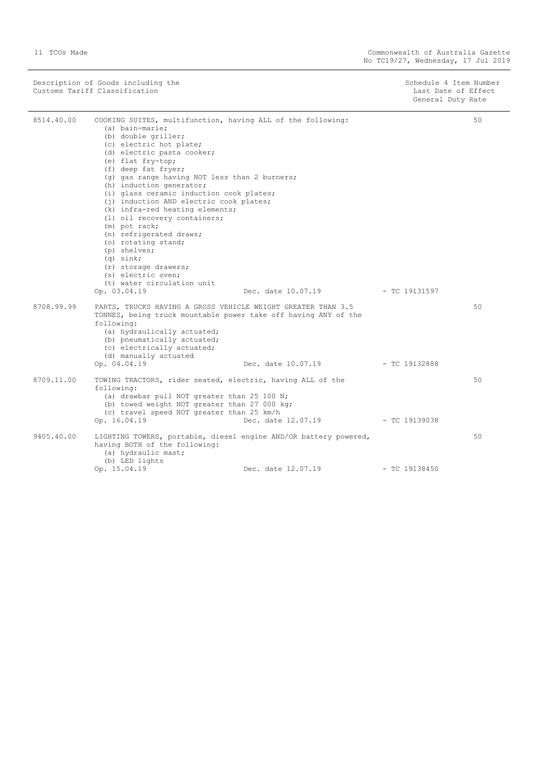| Description of Goods including the Customs Tariff Classification | | Schedule 4 Item Number Last Date of Effect General Duty Rate |
|---|---|---|
| 8514.40.00 | COOKING SUITES, multifunction, having ALL of the following:<br>(a) bain-marie;<br>(b) double griller;<br>(c) electric hot plate;<br>(d) electric pasta cooker;<br>(e) flat fry-top;<br>(f) deep fat fryer;<br>(g) gas range having NOT less than 2 burners;<br>(h) induction generator;<br>(i) glass ceramic induction cook plates;<br>(j) induction AND electric cook plates;<br>(k) infra-red heating elements;<br>(l) oil recovery containers;<br>(m) pot rack;<br>(n) refrigerated draws;<br>(o) rotating stand;<br>(p) shelves;<br>(q) sink;<br>(r) storage drawers;<br>(s) electric oven;<br>(t) water circulation unit<br>Op. 03.04.19 Dec. date 10.07.19 - TC 19131597 | 50 |
| 8708.99.99 | PARTS, TRUCKS HAVING A GROSS VEHICLE WEIGHT GREATER THAN 3.5 TONNES, being truck mountable power take off having ANY of the following:<br>(a) hydraulically actuated;<br>(b) pneumatically actuated;<br>(c) electrically actuated;<br>(d) manually actuated<br>Op. 04.04.19 Dec. date 10.07.19 - TC 19132888 | 50 |
| 8709.11.00 | TOWING TRACTORS, rider seated, electric, having ALL of the following:<br>(a) drawbar pull NOT greater than 25 100 N;<br>(b) towed weight NOT greater than 27 000 kg;<br>(c) travel speed NOT greater than 25 km/h<br>Op. 16.04.19 Dec. date 12.07.19 - TC 19139038 | 50 |
| 9405.40.00 | LIGHTING TOWERS, portable, diesel engine AND/OR battery powered, having BOTH of the following:<br>(a) hydraulic mast;<br>(b) LED lights<br>Op. 15.04.19 Dec. date 12.07.19 - TC 19138450 | 50 |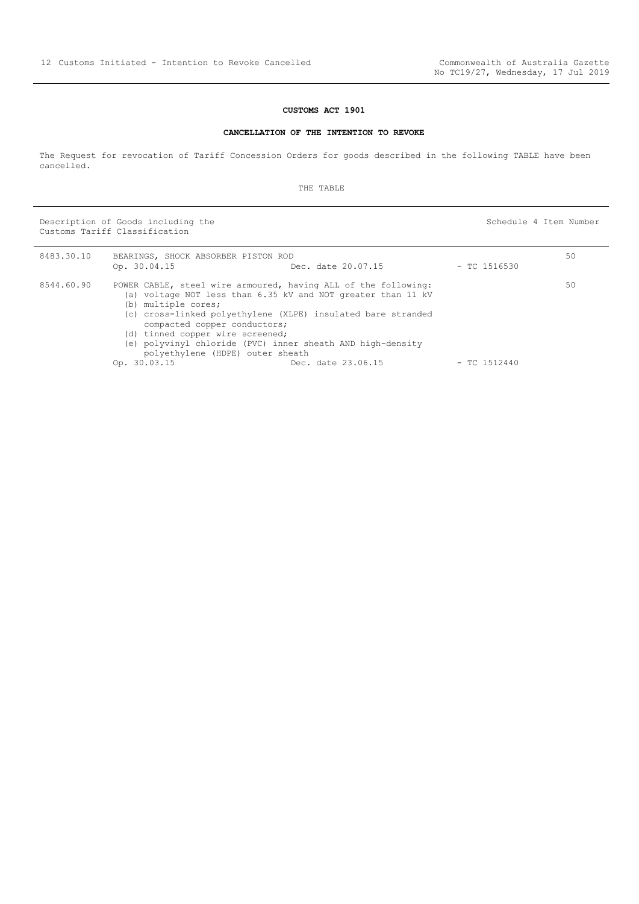## CUSTOMS ACT 1901

### CANCELLATION OF THE INTENTION TO REVOKE

The Request for revocation of Tariff Concession Orders for goods described in the following TABLE have been cancelled.

THE TABLE

| Description of Goods including the Customs Tariff Classification | | | | Schedule 4 Item Number |
|---|---|---|---|---|
| 8483.30.10 | BEARINGS, SHOCK ABSORBER PISTON ROD<br>Op. 30.04.15 | Dec. date 20.07.15 | - TC 1516530 | 50 |
| 8544.60.90 | POWER CABLE, steel wire armoured, having ALL of the following:<br>(a) voltage NOT less than 6.35 kV and NOT greater than 11 kV<br>(b) multiple cores;<br>(c) cross-linked polyethylene (XLPE) insulated bare stranded compacted copper conductors;<br>(d) tinned copper wire screened;<br>(e) polyvinyl chloride (PVC) inner sheath AND high-density polyethylene (HDPE) outer sheath<br>Op. 30.03.15 | Dec. date 23.06.15 | - TC 1512440 | 50 |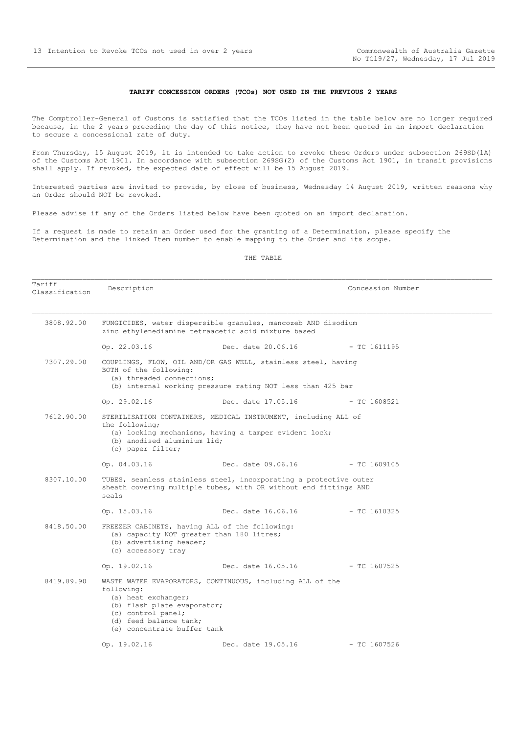### TARIFF CONCESSION ORDERS (TCOs) NOT USED IN THE PREVIOUS 2 YEARS

The Comptroller-General of Customs is satisfied that the TCOs listed in the table below are no longer required because, in the 2 years preceding the day of this notice, they have not been quoted in an import declaration to secure a concessional rate of duty.

From Thursday, 15 August 2019, it is intended to take action to revoke these Orders under subsection 269SD(1A) of the Customs Act 1901. In accordance with subsection 269SG(2) of the Customs Act 1901, in transit provisions shall apply. If revoked, the expected date of effect will be 15 August 2019.

Interested parties are invited to provide, by close of business, Wednesday 14 August 2019, written reasons why an Order should NOT be revoked.

Please advise if any of the Orders listed below have been quoted on an import declaration.

If a request is made to retain an Order used for the granting of a Determination, please specify the Determination and the linked Item number to enable mapping to the Order and its scope.

THE TABLE

| Tariff Classification | Description | Concession Number |
|---|---|---|
| 3808.92.00 | FUNGICIDES, water dispersible granules, mancozeb AND disodium zinc ethylenediamine tetraacetic acid mixture based<br><br>Op. 22.03.16 Dec. date 20.06.16 | - TC 1611195 |
| 7307.29.00 | COUPLINGS, FLOW, OIL AND/OR GAS WELL, stainless steel, having BOTH of the following:<br>(a) threaded connections;<br>(b) internal working pressure rating NOT less than 425 bar<br><br>Op. 29.02.16 Dec. date 17.05.16 | - TC 1608521 |
| 7612.90.00 | STERILISATION CONTAINERS, MEDICAL INSTRUMENT, including ALL of the following;<br>(a) locking mechanisms, having a tamper evident lock;<br>(b) anodised aluminium lid;<br>(c) paper filter;<br><br>Op. 04.03.16 Dec. date 09.06.16 | - TC 1609105 |
| 8307.10.00 | TUBES, seamless stainless steel, incorporating a protective outer sheath covering multiple tubes, with OR without end fittings AND seals<br><br>Op. 15.03.16 Dec. date 16.06.16 | - TC 1610325 |
| 8418.50.00 | FREEZER CABINETS, having ALL of the following:<br>(a) capacity NOT greater than 180 litres;<br>(b) advertising header;<br>(c) accessory tray<br><br>Op. 19.02.16 Dec. date 16.05.16 | - TC 1607525 |
| 8419.89.90 | WASTE WATER EVAPORATORS, CONTINUOUS, including ALL of the following:<br>(a) heat exchanger;<br>(b) flash plate evaporator;<br>(c) control panel;<br>(d) feed balance tank;<br>(e) concentrate buffer tank<br><br>Op. 19.02.16 Dec. date 19.05.16 | - TC 1607526 |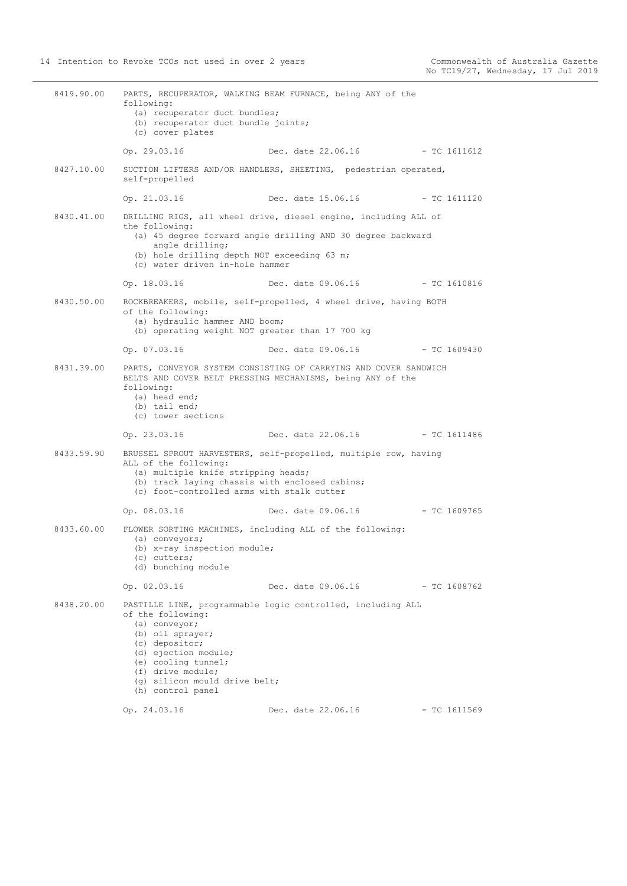8419.90.00 PARTS, RECUPERATOR, WALKING BEAM FURNACE, being ANY of the following:
- (a) recuperator duct bundles;
- (b) recuperator duct bundle joints;
- (c) cover plates

Op. 29.03.16 Dec. date 22.06.16 - TC 1611612

8427.10.00 SUCTION LIFTERS AND/OR HANDLERS, SHEETING, pedestrian operated, self-propelled

Op. 21.03.16 Dec. date 15.06.16 - TC 1611120

8430.41.00 DRILLING RIGS, all wheel drive, diesel engine, including ALL of the following:
- (a) 45 degree forward angle drilling AND 30 degree backward angle drilling;
- (b) hole drilling depth NOT exceeding 63 m;
- (c) water driven in-hole hammer

Op. 18.03.16 Dec. date 09.06.16 - TC 1610816

8430.50.00 ROCKBREAKERS, mobile, self-propelled, 4 wheel drive, having BOTH of the following:
- (a) hydraulic hammer AND boom;
- (b) operating weight NOT greater than 17 700 kg

Op. 07.03.16 Dec. date 09.06.16 - TC 1609430

8431.39.00 PARTS, CONVEYOR SYSTEM CONSISTING OF CARRYING AND COVER SANDWICH BELTS AND COVER BELT PRESSING MECHANISMS, being ANY of the following:
- (a) head end;
- (b) tail end;
- (c) tower sections

Op. 23.03.16 Dec. date 22.06.16 - TC 1611486

8433.59.90 BRUSSEL SPROUT HARVESTERS, self-propelled, multiple row, having ALL of the following:
- (a) multiple knife stripping heads;
- (b) track laying chassis with enclosed cabins;
- (c) foot-controlled arms with stalk cutter

Op. 08.03.16 Dec. date 09.06.16 - TC 1609765

8433.60.00 FLOWER SORTING MACHINES, including ALL of the following:
- (a) conveyors;
- (b) x-ray inspection module;
- (c) cutters;
- (d) bunching module

Op. 02.03.16 Dec. date 09.06.16 - TC 1608762

8438.20.00 PASTILLE LINE, programmable logic controlled, including ALL of the following:
- (a) conveyor;
- (b) oil sprayer;
- (c) depositor;
- (d) ejection module;
- (e) cooling tunnel;
- (f) drive module;
- (g) silicon mould drive belt;
- (h) control panel

Op. 24.03.16 Dec. date 22.06.16 - TC 1611569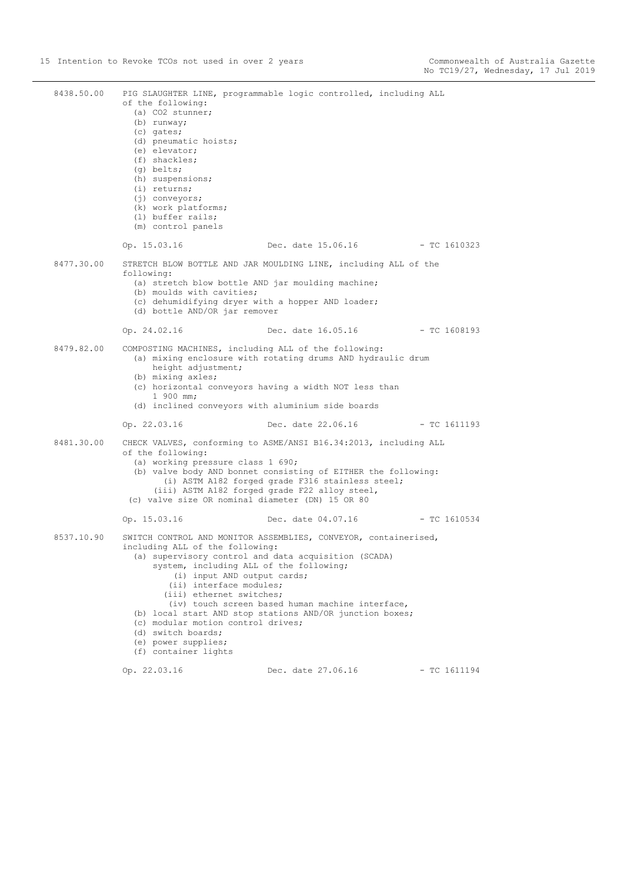8438.50.00 PIG SLAUGHTER LINE, programmable logic controlled, including ALL of the following:
(a) CO2 stunner;
(b) runway;
(c) gates;
(d) pneumatic hoists;
(e) elevator;
(f) shackles;
(g) belts;
(h) suspensions;
(i) returns;
(j) conveyors;
(k) work platforms;
(l) buffer rails;
(m) control panels

Op. 15.03.16 Dec. date 15.06.16 - TC 1610323

8477.30.00 STRETCH BLOW BOTTLE AND JAR MOULDING LINE, including ALL of the following:
(a) stretch blow bottle AND jar moulding machine;
(b) moulds with cavities;
(c) dehumidifying dryer with a hopper AND loader;
(d) bottle AND/OR jar remover

Op. 24.02.16 Dec. date 16.05.16 - TC 1608193

8479.82.00 COMPOSTING MACHINES, including ALL of the following:
(a) mixing enclosure with rotating drums AND hydraulic drum height adjustment;
(b) mixing axles;
(c) horizontal conveyors having a width NOT less than 1 900 mm;
(d) inclined conveyors with aluminium side boards

Op. 22.03.16 Dec. date 22.06.16 - TC 1611193

8481.30.00 CHECK VALVES, conforming to ASME/ANSI B16.34:2013, including ALL of the following:
(a) working pressure class 1 690;
(b) valve body AND bonnet consisting of EITHER the following:
(i) ASTM A182 forged grade F316 stainless steel;
(iii) ASTM A182 forged grade F22 alloy steel,
(c) valve size OR nominal diameter (DN) 15 OR 80

Op. 15.03.16 Dec. date 04.07.16 - TC 1610534

8537.10.90 SWITCH CONTROL AND MONITOR ASSEMBLIES, CONVEYOR, containerised, including ALL of the following:
(a) supervisory control and data acquisition (SCADA) system, including ALL of the following;
(i) input AND output cards;
(ii) interface modules;
(iii) ethernet switches;
(iv) touch screen based human machine interface,
(b) local start AND stop stations AND/OR junction boxes;
(c) modular motion control drives;
(d) switch boards;
(e) power supplies;
(f) container lights

Op. 22.03.16 Dec. date 27.06.16 - TC 1611194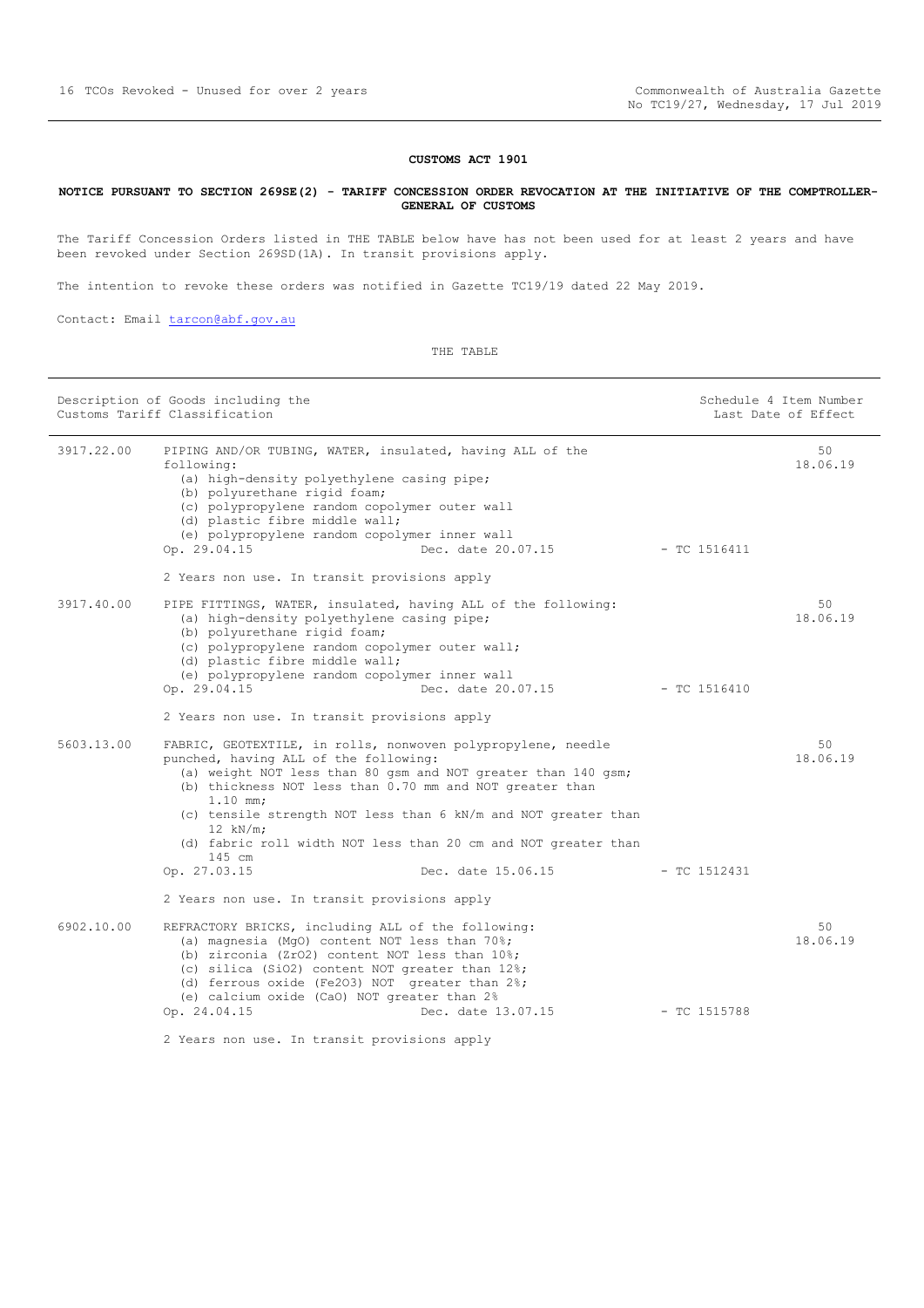**CUSTOMS ACT 1901**

**NOTICE PURSUANT TO SECTION 269SE(2) - TARIFF CONCESSION ORDER REVOCATION AT THE INITIATIVE OF THE COMPTROLLER-GENERAL OF CUSTOMS**

The Tariff Concession Orders listed in THE TABLE below have has not been used for at least 2 years and have been revoked under Section 269SD(1A). In transit provisions apply.

The intention to revoke these orders was notified in Gazette TC19/19 dated 22 May 2019.

Contact: Email tarcon@abf.gov.au

THE TABLE

| Description of Goods including the Customs Tariff Classification | | | Schedule 4 Item Number Last Date of Effect |
|---|---|---|---|
| 3917.22.00 | PIPING AND/OR TUBING, WATER, insulated, having ALL of the following:<br>(a) high-density polyethylene casing pipe;<br>(b) polyurethane rigid foam;<br>(c) polypropylene random copolymer outer wall<br>(d) plastic fibre middle wall;<br>(e) polypropylene random copolymer inner wall<br>Op. 29.04.15 Dec. date 20.07.15<br><br>2 Years non use. In transit provisions apply | - TC 1516411 | 50<br>18.06.19 |
| 3917.40.00 | PIPE FITTINGS, WATER, insulated, having ALL of the following:<br>(a) high-density polyethylene casing pipe;<br>(b) polyurethane rigid foam;<br>(c) polypropylene random copolymer outer wall;<br>(d) plastic fibre middle wall;<br>(e) polypropylene random copolymer inner wall<br>Op. 29.04.15 Dec. date 20.07.15<br><br>2 Years non use. In transit provisions apply | - TC 1516410 | 50<br>18.06.19 |
| 5603.13.00 | FABRIC, GEOTEXTILE, in rolls, nonwoven polypropylene, needle punched, having ALL of the following:<br>(a) weight NOT less than 80 gsm and NOT greater than 140 gsm;<br>(b) thickness NOT less than 0.70 mm and NOT greater than 1.10 mm;<br>(c) tensile strength NOT less than 6 kN/m and NOT greater than 12 kN/m;<br>(d) fabric roll width NOT less than 20 cm and NOT greater than 145 cm<br>Op. 27.03.15 Dec. date 15.06.15<br><br>2 Years non use. In transit provisions apply | - TC 1512431 | 50<br>18.06.19 |
| 6902.10.00 | REFRACTORY BRICKS, including ALL of the following:<br>(a) magnesia (MgO) content NOT less than 70%;<br>(b) zirconia ($ZrO_2$) content NOT less than 10%;<br>(c) silica ($SiO_2$) content NOT greater than 12%;<br>(d) ferrous oxide ($Fe_2O_3$) NOT greater than 2%;<br>(e) calcium oxide (CaO) NOT greater than 2%<br>Op. 24.04.15 Dec. date 13.07.15<br><br>2 Years non use. In transit provisions apply | - TC 1515788 | 50<br>18.06.19 |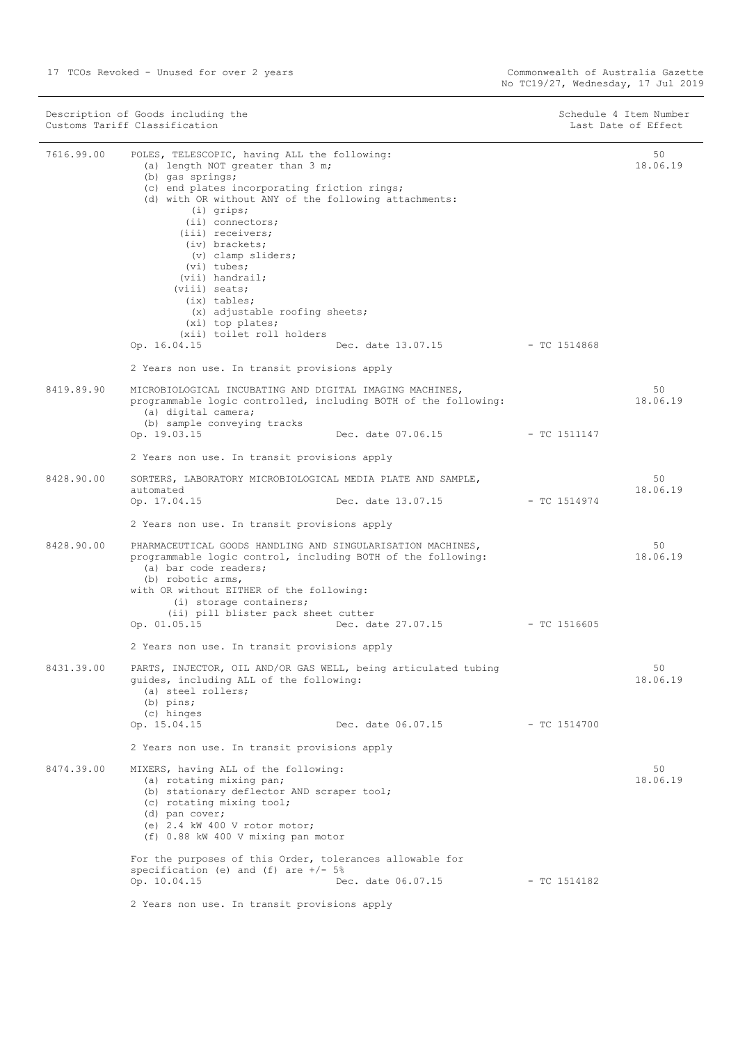| Description of Goods including the Customs Tariff Classification | | | Schedule 4 Item Number Last Date of Effect |
|---|---|---|---|
| 7616.99.00 | POLES, TELESCOPIC, having ALL the following:<br>(a) length NOT greater than 3 m;<br>(b) gas springs;<br>(c) end plates incorporating friction rings;<br>(d) with OR without ANY of the following attachments:<br>(i) grips;<br>(ii) connectors;<br>(iii) receivers;<br>(iv) brackets;<br>(v) clamp sliders;<br>(vi) tubes;<br>(vii) handrail;<br>(viii) seats;<br>(ix) tables;<br>(x) adjustable roofing sheets;<br>(xi) top plates;<br>(xii) toilet roll holders<br>Op. 16.04.15 Dec. date 13.07.15 - TC 1514868<br><br>2 Years non use. In transit provisions apply | | 50<br>18.06.19 |
| 8419.89.90 | MICROBIOLOGICAL INCUBATING AND DIGITAL IMAGING MACHINES, programmable logic controlled, including BOTH of the following:<br>(a) digital camera;<br>(b) sample conveying tracks<br>Op. 19.03.15 Dec. date 07.06.15 - TC 1511147<br><br>2 Years non use. In transit provisions apply | | 50<br>18.06.19 |
| 8428.90.00 | SORTERS, LABORATORY MICROBIOLOGICAL MEDIA PLATE AND SAMPLE, automated<br>Op. 17.04.15 Dec. date 13.07.15 - TC 1514974<br><br>2 Years non use. In transit provisions apply | | 50<br>18.06.19 |
| 8428.90.00 | PHARMACEUTICAL GOODS HANDLING AND SINGULARISATION MACHINES, programmable logic control, including BOTH of the following:<br>(a) bar code readers;<br>(b) robotic arms,<br>with OR without EITHER of the following:<br>(i) storage containers;<br>(ii) pill blister pack sheet cutter<br>Op. 01.05.15 Dec. date 27.07.15 - TC 1516605<br><br>2 Years non use. In transit provisions apply | | 50<br>18.06.19 |
| 8431.39.00 | PARTS, INJECTOR, OIL AND/OR GAS WELL, being articulated tubing guides, including ALL of the following:<br>(a) steel rollers;<br>(b) pins;<br>(c) hinges<br>Op. 15.04.15 Dec. date 06.07.15 - TC 1514700<br><br>2 Years non use. In transit provisions apply | | 50<br>18.06.19 |
| 8474.39.00 | MIXERS, having ALL of the following:<br>(a) rotating mixing pan;<br>(b) stationary deflector AND scraper tool;<br>(c) rotating mixing tool;<br>(d) pan cover;<br>(e) 2.4 kW 400 V rotor motor;<br>(f) 0.88 kW 400 V mixing pan motor<br><br>For the purposes of this Order, tolerances allowable for specification (e) and (f) are +/- 5%<br>Op. 10.04.15 Dec. date 06.07.15 - TC 1514182<br><br>2 Years non use. In transit provisions apply | | 50<br>18.06.19 |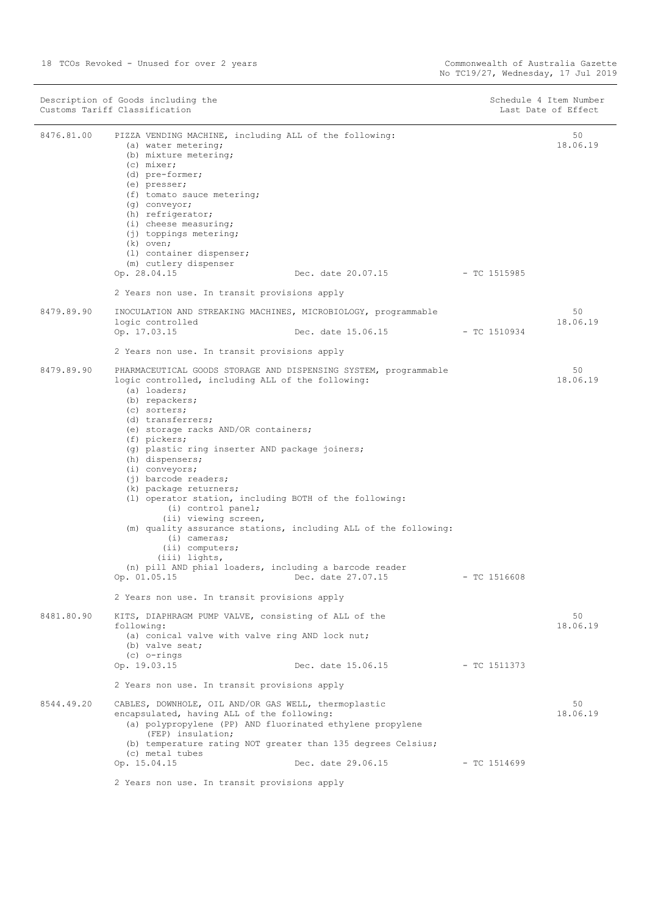| Description of Goods including the Customs Tariff Classification | | | Schedule 4 Item Number Last Date of Effect |
|---|---|---|---|
| 8476.81.00 | PIZZA VENDING MACHINE, including ALL of the following:<br>(a) water metering;<br>(b) mixture metering;<br>(c) mixer;<br>(d) pre-former;<br>(e) presser;<br>(f) tomato sauce metering;<br>(g) conveyor;<br>(h) refrigerator;<br>(i) cheese measuring;<br>(j) toppings metering;<br>(k) oven;<br>(l) container dispenser;<br>(m) cutlery dispenser<br>Op. 28.04.15    Dec. date 20.07.15    - TC 1515985<br><br>2 Years non use. In transit provisions apply | | 50<br>18.06.19 |
| 8479.89.90 | INOCULATION AND STREAKING MACHINES, MICROBIOLOGY, programmable logic controlled<br>Op. 17.03.15    Dec. date 15.06.15    - TC 1510934<br><br>2 Years non use. In transit provisions apply | | 50<br>18.06.19 |
| 8479.89.90 | PHARMACEUTICAL GOODS STORAGE AND DISPENSING SYSTEM, programmable logic controlled, including ALL of the following:<br>(a) loaders;<br>(b) repackers;<br>(c) sorters;<br>(d) transferrers;<br>(e) storage racks AND/OR containers;<br>(f) pickers;<br>(g) plastic ring inserter AND package joiners;<br>(h) dispensers;<br>(i) conveyors;<br>(j) barcode readers;<br>(k) package returners;<br>(l) operator station, including BOTH of the following:<br>(i) control panel;<br>(ii) viewing screen,<br>(m) quality assurance stations, including ALL of the following:<br>(i) cameras;<br>(ii) computers;<br>(iii) lights,<br>(n) pill AND phial loaders, including a barcode reader<br>Op. 01.05.15    Dec. date 27.07.15    - TC 1516608<br><br>2 Years non use. In transit provisions apply | | 50<br>18.06.19 |
| 8481.80.90 | KITS, DIAPHRAGM PUMP VALVE, consisting of ALL of the following:<br>(a) conical valve with valve ring AND lock nut;<br>(b) valve seat;<br>(c) o-rings<br>Op. 19.03.15    Dec. date 15.06.15    - TC 1511373<br><br>2 Years non use. In transit provisions apply | | 50<br>18.06.19 |
| 8544.49.20 | CABLES, DOWNHOLE, OIL AND/OR GAS WELL, thermoplastic encapsulated, having ALL of the following:<br>(a) polypropylene (PP) AND fluorinated ethylene propylene (FEP) insulation;<br>(b) temperature rating NOT greater than 135 degrees Celsius;<br>(c) metal tubes<br>Op. 15.04.15    Dec. date 29.06.15    - TC 1514699<br><br>2 Years non use. In transit provisions apply | | 50<br>18.06.19 |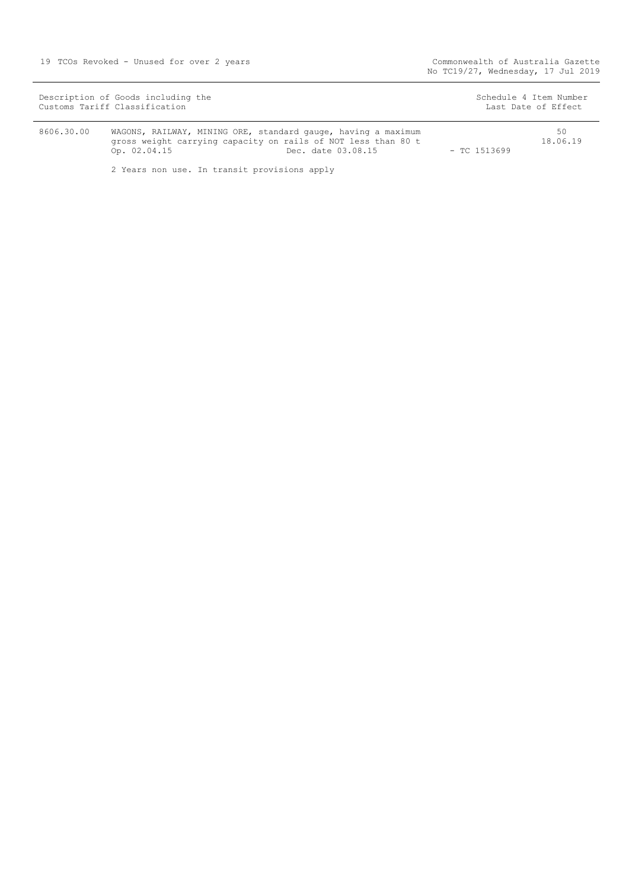| Description of Goods including the Customs Tariff Classification | | | Schedule 4 Item Number Last Date of Effect |
|---|---|---|---|
| 8606.30.00 | WAGONS, RAILWAY, MINING ORE, standard gauge, having a maximum gross weight carrying capacity on rails of NOT less than 80 t<br>Op. 02.04.15 Dec. date 03.08.15 | - TC 1513699 | 50<br>18.06.19 |

2 Years non use. In transit provisions apply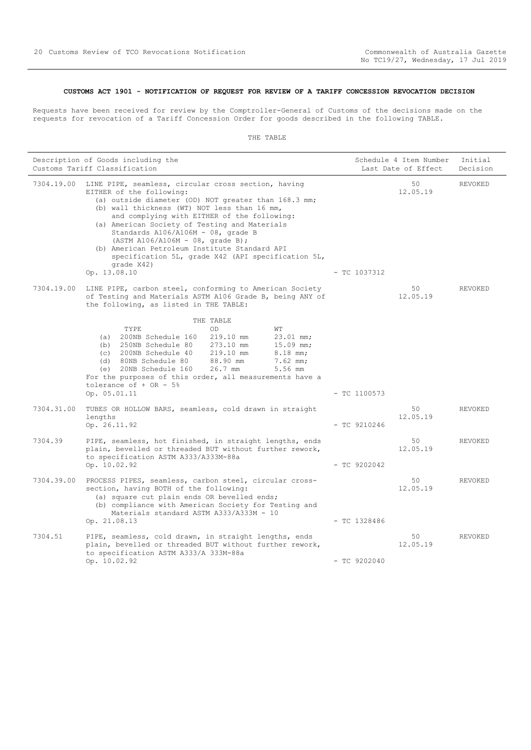**CUSTOMS ACT 1901 - NOTIFICATION OF REQUEST FOR REVIEW OF A TARIFF CONCESSION REVOCATION DECISION**

Requests have been received for review by the Comptroller-General of Customs of the decisions made on the requests for revocation of a Tariff Concession Order for goods described in the following TABLE.

THE TABLE

| Description of Goods including the Customs Tariff Classification | | Schedule 4 Item Number Last Date of Effect | Initial Decision |
|---|---|---|---|
| 7304.19.00 | LINE PIPE, seamless, circular cross section, having EITHER of the following:<br>(a) outside diameter (OD) NOT greater than 168.3 mm;<br>(b) wall thickness (WT) NOT less than 16 mm,<br>and complying with EITHER of the following:<br>(a) American Society of Testing and Materials Standards A106/A106M - 08, grade B (ASTM A106/A106M - 08, grade B);<br>(b) American Petroleum Institute Standard API specification 5L, grade X42 (API specification 5L, grade X42)<br>Op. 13.08.10 - TC 1037312 | 50<br>12.05.19 | REVOKED |
| 7304.19.00 | LINE PIPE, carbon steel, conforming to American Society of Testing and Materials ASTM A106 Grade B, being ANY of the following, as listed in THE TABLE:<br>THE TABLE<br>TYPE / OD / WT<br>(a) 200NB Schedule 160 / 219.10 mm / 23.01 mm;<br>(b) 250NB Schedule 80 / 273.10 mm / 15.09 mm;<br>(c) 200NB Schedule 40 / 219.10 mm / 8.18 mm;<br>(d) 80NB Schedule 80 / 88.90 mm / 7.62 mm;<br>(e) 20NB Schedule 160 / 26.7 mm / 5.56 mm<br>For the purposes of this order, all measurements have a tolerance of + OR - 5%<br>Op. 05.01.11 - TC 1100573 | 50<br>12.05.19 | REVOKED |
| 7304.31.00 | TUBES OR HOLLOW BARS, seamless, cold drawn in straight lengths<br>Op. 26.11.92 - TC 9210246 | 50<br>12.05.19 | REVOKED |
| 7304.39 | PIPE, seamless, hot finished, in straight lengths, ends plain, bevelled or threaded BUT without further rework, to specification ASTM A333/A333M-88a<br>Op. 10.02.92 - TC 9202042 | 50<br>12.05.19 | REVOKED |
| 7304.39.00 | PROCESS PIPES, seamless, carbon steel, circular cross-section, having BOTH of the following:<br>(a) square cut plain ends OR bevelled ends;<br>(b) compliance with American Society for Testing and Materials standard ASTM A333/A333M - 10<br>Op. 21.08.13 - TC 1328486 | 50<br>12.05.19 | REVOKED |
| 7304.51 | PIPE, seamless, cold drawn, in straight lengths, ends plain, bevelled or threaded BUT without further rework, to specification ASTM A333/A 333M-88a<br>Op. 10.02.92 - TC 9202040 | 50<br>12.05.19 | REVOKED |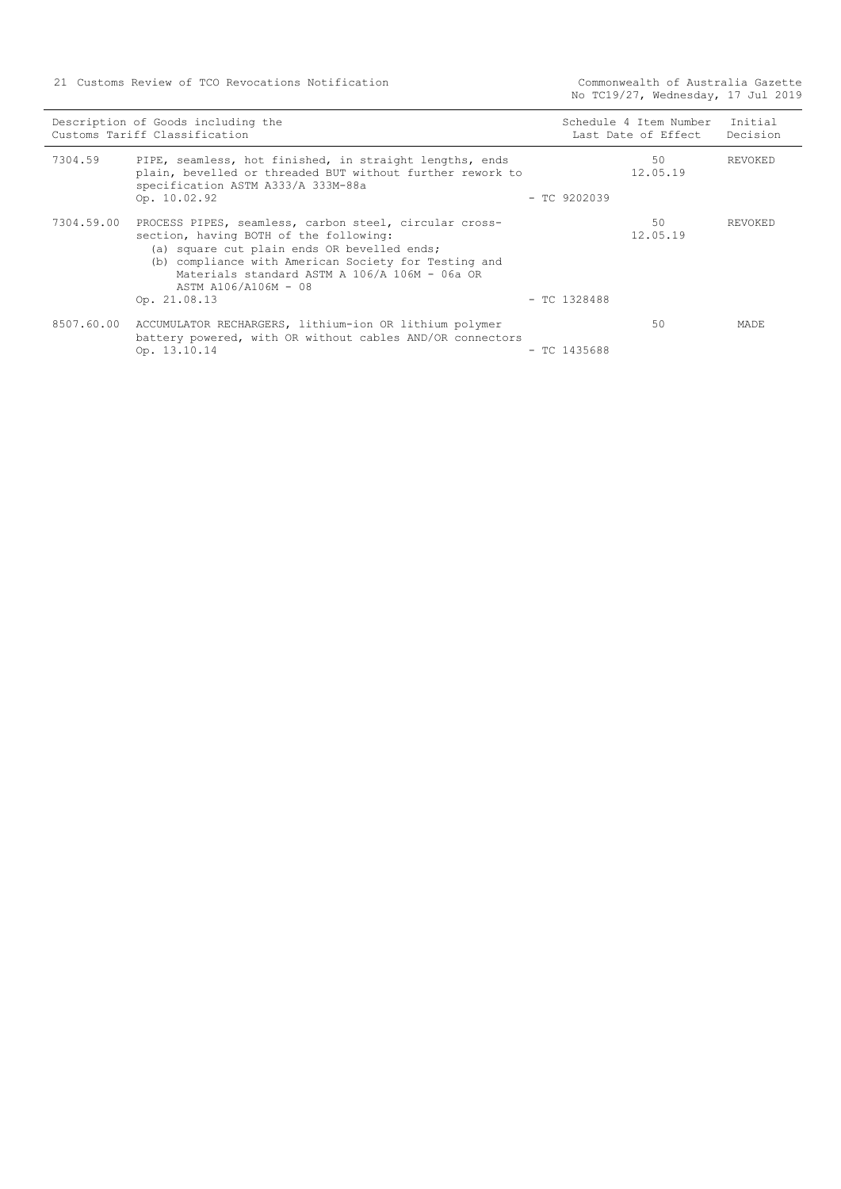| Description of Goods including the Customs Tariff Classification | | | Schedule 4 Item Number Last Date of Effect | Initial Decision |
|---|---|---|---|---|
| 7304.59 | PIPE, seamless, hot finished, in straight lengths, ends plain, bevelled or threaded BUT without further rework to specification ASTM A333/A 333M-88a Op. 10.02.92 | - TC 9202039 | 50 12.05.19 | REVOKED |
| 7304.59.00 | PROCESS PIPES, seamless, carbon steel, circular cross-section, having BOTH of the following: (a) square cut plain ends OR bevelled ends; (b) compliance with American Society for Testing and Materials standard ASTM A 106/A 106M - 06a OR ASTM A106/A106M - 08 Op. 21.08.13 | - TC 1328488 | 50 12.05.19 | REVOKED |
| 8507.60.00 | ACCUMULATOR RECHARGERS, lithium-ion OR lithium polymer battery powered, with OR without cables AND/OR connectors Op. 13.10.14 | - TC 1435688 | 50 | MADE |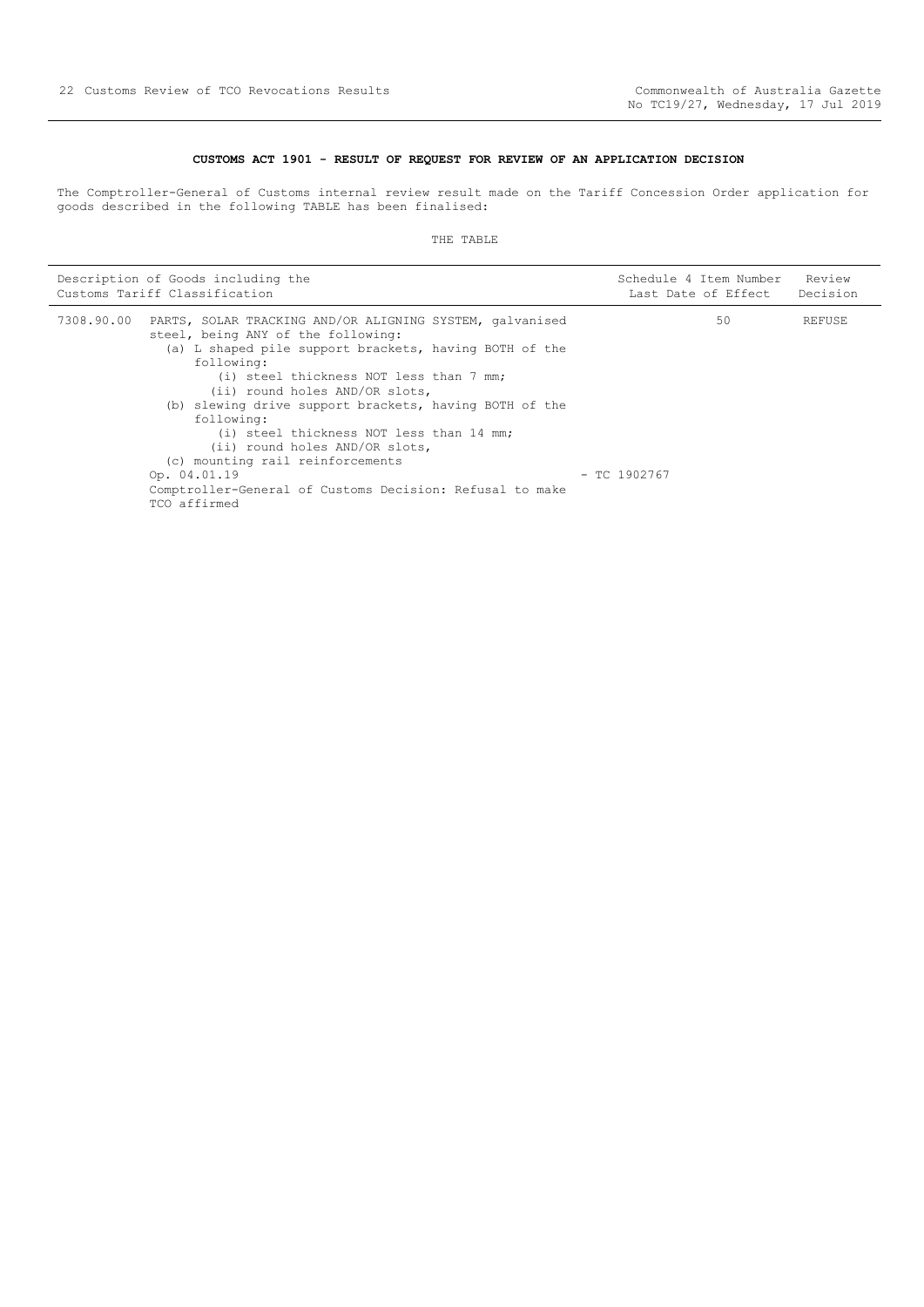**CUSTOMS ACT 1901 - RESULT OF REQUEST FOR REVIEW OF AN APPLICATION DECISION**

The Comptroller-General of Customs internal review result made on the Tariff Concession Order application for goods described in the following TABLE has been finalised:

THE TABLE

| Description of Goods including the Customs Tariff Classification | | Schedule 4 Item Number Last Date of Effect | Review Decision |
|---|---|---|---|
| 7308.90.00 | PARTS, SOLAR TRACKING AND/OR ALIGNING SYSTEM, galvanised steel, being ANY of the following:<br>(a) L shaped pile support brackets, having BOTH of the following:<br>(i) steel thickness NOT less than 7 mm;<br>(ii) round holes AND/OR slots,<br>(b) slewing drive support brackets, having BOTH of the following:<br>(i) steel thickness NOT less than 14 mm;<br>(ii) round holes AND/OR slots,<br>(c) mounting rail reinforcements<br>Op. 04.01.19<br>Comptroller-General of Customs Decision: Refusal to make TCO affirmed | 50<br><br>- TC 1902767 | REFUSE |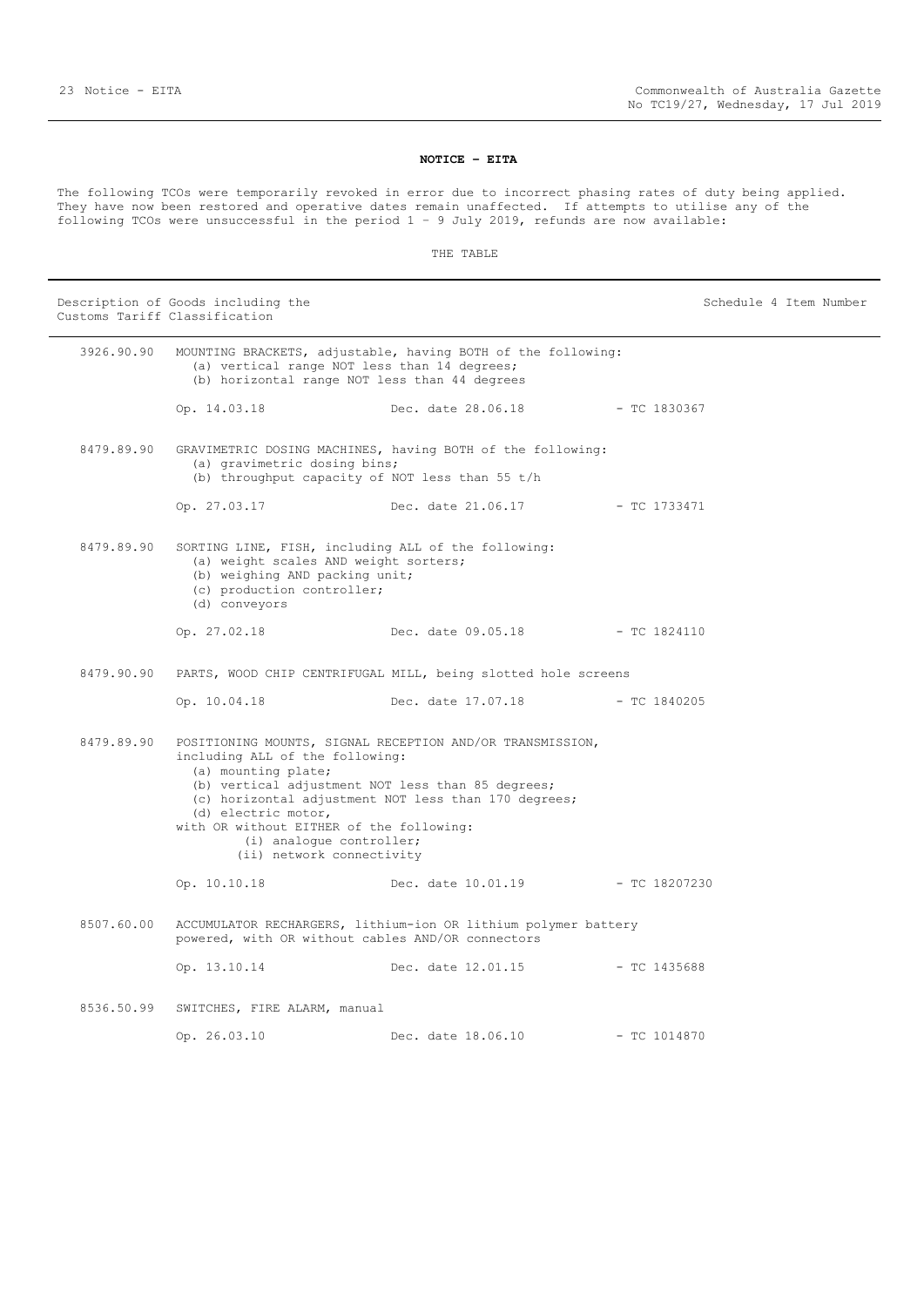## NOTICE - EITA

The following TCOs were temporarily revoked in error due to incorrect phasing rates of duty being applied. They have now been restored and operative dates remain unaffected. If attempts to utilise any of the following TCOs were unsuccessful in the period 1 – 9 July 2019, refunds are now available:

THE TABLE

| Description of Goods including the Customs Tariff Classification | | Schedule 4 Item Number |
|---|---|---|
| 3926.90.90 | MOUNTING BRACKETS, adjustable, having BOTH of the following:<br>(a) vertical range NOT less than 14 degrees;<br>(b) horizontal range NOT less than 44 degrees<br><br>Op. 14.03.18 &nbsp;&nbsp; Dec. date 28.06.18 &nbsp;&nbsp; - TC 1830367 | |
| 8479.89.90 | GRAVIMETRIC DOSING MACHINES, having BOTH of the following:<br>(a) gravimetric dosing bins;<br>(b) throughput capacity of NOT less than 55 t/h<br><br>Op. 27.03.17 &nbsp;&nbsp; Dec. date 21.06.17 &nbsp;&nbsp; - TC 1733471 | |
| 8479.89.90 | SORTING LINE, FISH, including ALL of the following:<br>(a) weight scales AND weight sorters;<br>(b) weighing AND packing unit;<br>(c) production controller;<br>(d) conveyors<br><br>Op. 27.02.18 &nbsp;&nbsp; Dec. date 09.05.18 &nbsp;&nbsp; - TC 1824110 | |
| 8479.90.90 | PARTS, WOOD CHIP CENTRIFUGAL MILL, being slotted hole screens<br><br>Op. 10.04.18 &nbsp;&nbsp; Dec. date 17.07.18 &nbsp;&nbsp; - TC 1840205 | |
| 8479.89.90 | POSITIONING MOUNTS, SIGNAL RECEPTION AND/OR TRANSMISSION, including ALL of the following:<br>(a) mounting plate;<br>(b) vertical adjustment NOT less than 85 degrees;<br>(c) horizontal adjustment NOT less than 170 degrees;<br>(d) electric motor,<br>with OR without EITHER of the following:<br>(i) analogue controller;<br>(ii) network connectivity<br><br>Op. 10.10.18 &nbsp;&nbsp; Dec. date 10.01.19 &nbsp;&nbsp; - TC 18207230 | |
| 8507.60.00 | ACCUMULATOR RECHARGERS, lithium-ion OR lithium polymer battery powered, with OR without cables AND/OR connectors<br><br>Op. 13.10.14 &nbsp;&nbsp; Dec. date 12.01.15 &nbsp;&nbsp; - TC 1435688 | |
| 8536.50.99 | SWITCHES, FIRE ALARM, manual<br><br>Op. 26.03.10 &nbsp;&nbsp; Dec. date 18.06.10 &nbsp;&nbsp; - TC 1014870 | |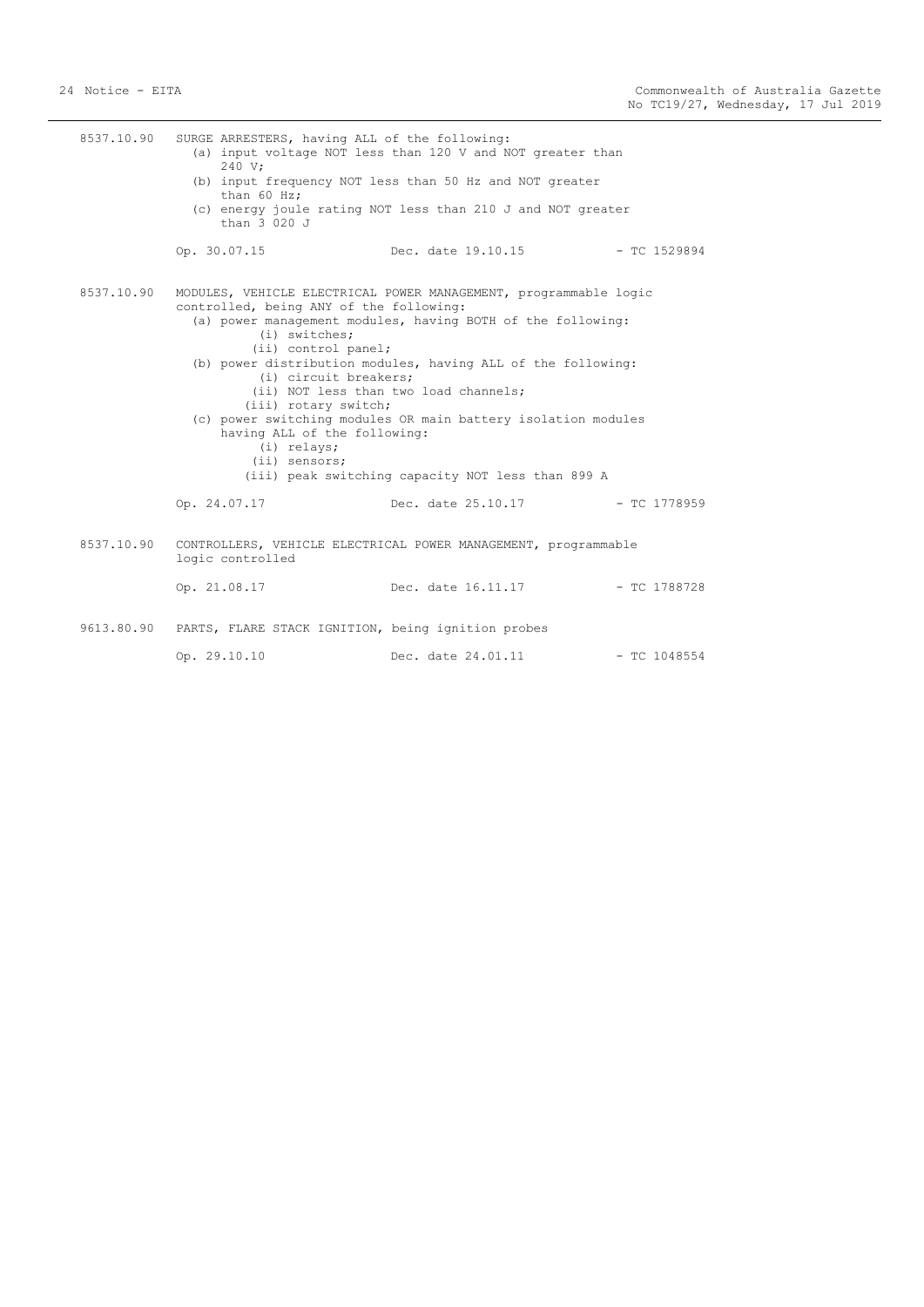8537.10.90 SURGE ARRESTERS, having ALL of the following:

(a) input voltage NOT less than 120 V and NOT greater than 240 V;

(b) input frequency NOT less than 50 Hz and NOT greater than 60 Hz;

(c) energy joule rating NOT less than 210 J and NOT greater than 3 020 J

Op. 30.07.15 Dec. date 19.10.15 - TC 1529894

8537.10.90 MODULES, VEHICLE ELECTRICAL POWER MANAGEMENT, programmable logic controlled, being ANY of the following:

(a) power management modules, having BOTH of the following:

(i) switches;

(ii) control panel;

(b) power distribution modules, having ALL of the following:

(i) circuit breakers;

(ii) NOT less than two load channels;

(iii) rotary switch;

(c) power switching modules OR main battery isolation modules having ALL of the following:

(i) relays;

(ii) sensors;

(iii) peak switching capacity NOT less than 899 A

Op. 24.07.17 Dec. date 25.10.17 - TC 1778959

8537.10.90 CONTROLLERS, VEHICLE ELECTRICAL POWER MANAGEMENT, programmable logic controlled

Op. 21.08.17 Dec. date 16.11.17 - TC 1788728

9613.80.90 PARTS, FLARE STACK IGNITION, being ignition probes

Op. 29.10.10 Dec. date 24.01.11 - TC 1048554